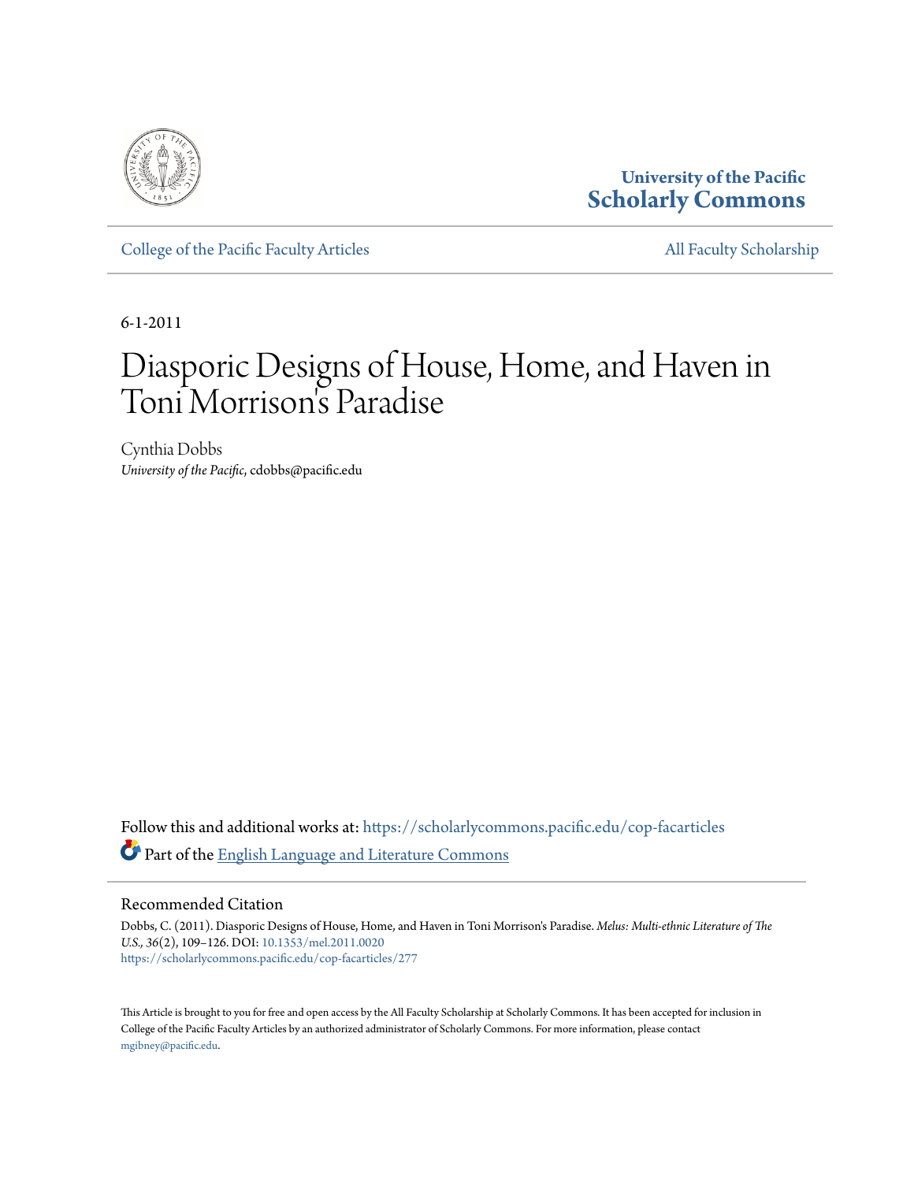University of the Pacific
**Scholarly Commons**

College of the Pacific Faculty Articles | All Faculty Scholarship

6-1-2011

# Diasporic Designs of House, Home, and Haven in Toni Morrison's Paradise

Cynthia Dobbs
*University of the Pacific*, cdobbs@pacific.edu

Follow this and additional works at: https://scholarlycommons.pacific.edu/cop-facarticles

Part of the English Language and Literature Commons

## Recommended Citation

Dobbs, C. (2011). Diasporic Designs of House, Home, and Haven in Toni Morrison's Paradise. *Melus: Multi-ethnic Literature of The U.S., 36*(2), 109–126. DOI: 10.1353/mel.2011.0020
https://scholarlycommons.pacific.edu/cop-facarticles/277

This Article is brought to you for free and open access by the All Faculty Scholarship at Scholarly Commons. It has been accepted for inclusion in College of the Pacific Faculty Articles by an authorized administrator of Scholarly Commons. For more information, please contact mgibney@pacific.edu.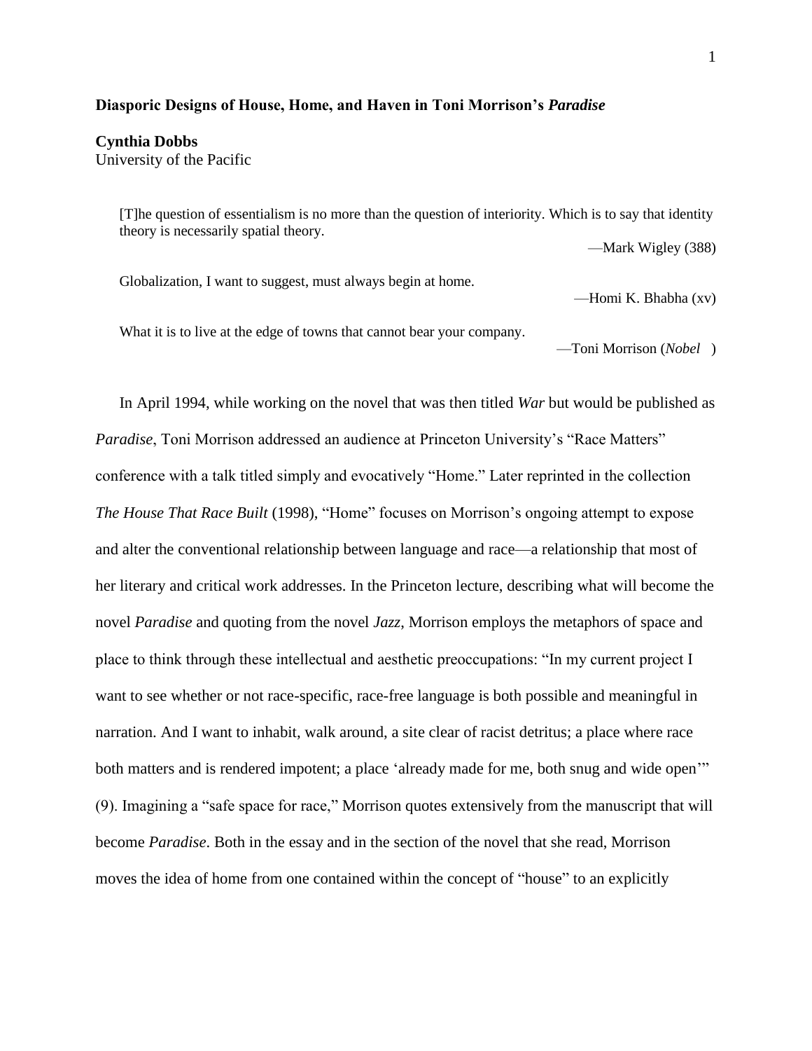**Diasporic Designs of House, Home, and Haven in Toni Morrison's *Paradise***

**Cynthia Dobbs**
University of the Pacific

> [T]he question of essentialism is no more than the question of interiority. Which is to say that identity theory is necessarily spatial theory.
>
> —Mark Wigley (388)

> Globalization, I want to suggest, must always begin at home.
>
> —Homi K. Bhabha (xv)

> What it is to live at the edge of towns that cannot bear your company.
>
> —Toni Morrison (*Nobel* )

In April 1994, while working on the novel that was then titled *War* but would be published as *Paradise*, Toni Morrison addressed an audience at Princeton University's "Race Matters" conference with a talk titled simply and evocatively "Home." Later reprinted in the collection *The House That Race Built* (1998), "Home" focuses on Morrison's ongoing attempt to expose and alter the conventional relationship between language and race—a relationship that most of her literary and critical work addresses. In the Princeton lecture, describing what will become the novel *Paradise* and quoting from the novel *Jazz*, Morrison employs the metaphors of space and place to think through these intellectual and aesthetic preoccupations: "In my current project I want to see whether or not race-specific, race-free language is both possible and meaningful in narration. And I want to inhabit, walk around, a site clear of racist detritus; a place where race both matters and is rendered impotent; a place 'already made for me, both snug and wide open'" (9). Imagining a "safe space for race," Morrison quotes extensively from the manuscript that will become *Paradise*. Both in the essay and in the section of the novel that she read, Morrison moves the idea of home from one contained within the concept of "house" to an explicitly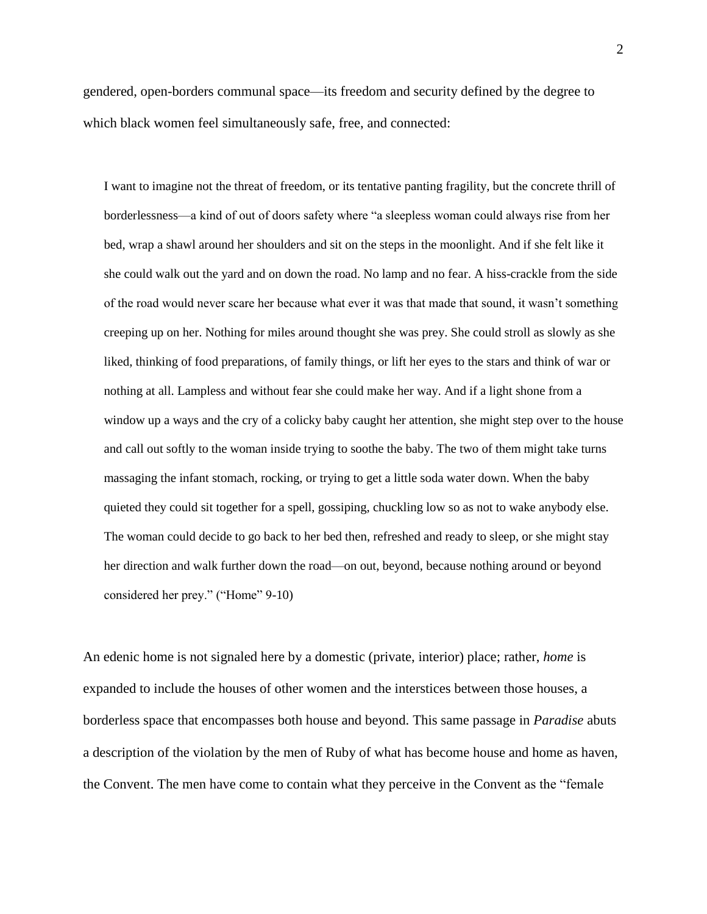gendered, open-borders communal space—its freedom and security defined by the degree to which black women feel simultaneously safe, free, and connected:

> I want to imagine not the threat of freedom, or its tentative panting fragility, but the concrete thrill of borderlessness—a kind of out of doors safety where "a sleepless woman could always rise from her bed, wrap a shawl around her shoulders and sit on the steps in the moonlight. And if she felt like it she could walk out the yard and on down the road. No lamp and no fear. A hiss-crackle from the side of the road would never scare her because what ever it was that made that sound, it wasn't something creeping up on her. Nothing for miles around thought she was prey. She could stroll as slowly as she liked, thinking of food preparations, of family things, or lift her eyes to the stars and think of war or nothing at all. Lampless and without fear she could make her way. And if a light shone from a window up a ways and the cry of a colicky baby caught her attention, she might step over to the house and call out softly to the woman inside trying to soothe the baby. The two of them might take turns massaging the infant stomach, rocking, or trying to get a little soda water down. When the baby quieted they could sit together for a spell, gossiping, chuckling low so as not to wake anybody else. The woman could decide to go back to her bed then, refreshed and ready to sleep, or she might stay her direction and walk further down the road—on out, beyond, because nothing around or beyond considered her prey." ("Home" 9-10)

An edenic home is not signaled here by a domestic (private, interior) place; rather, *home* is expanded to include the houses of other women and the interstices between those houses, a borderless space that encompasses both house and beyond. This same passage in *Paradise* abuts a description of the violation by the men of Ruby of what has become house and home as haven, the Convent. The men have come to contain what they perceive in the Convent as the "female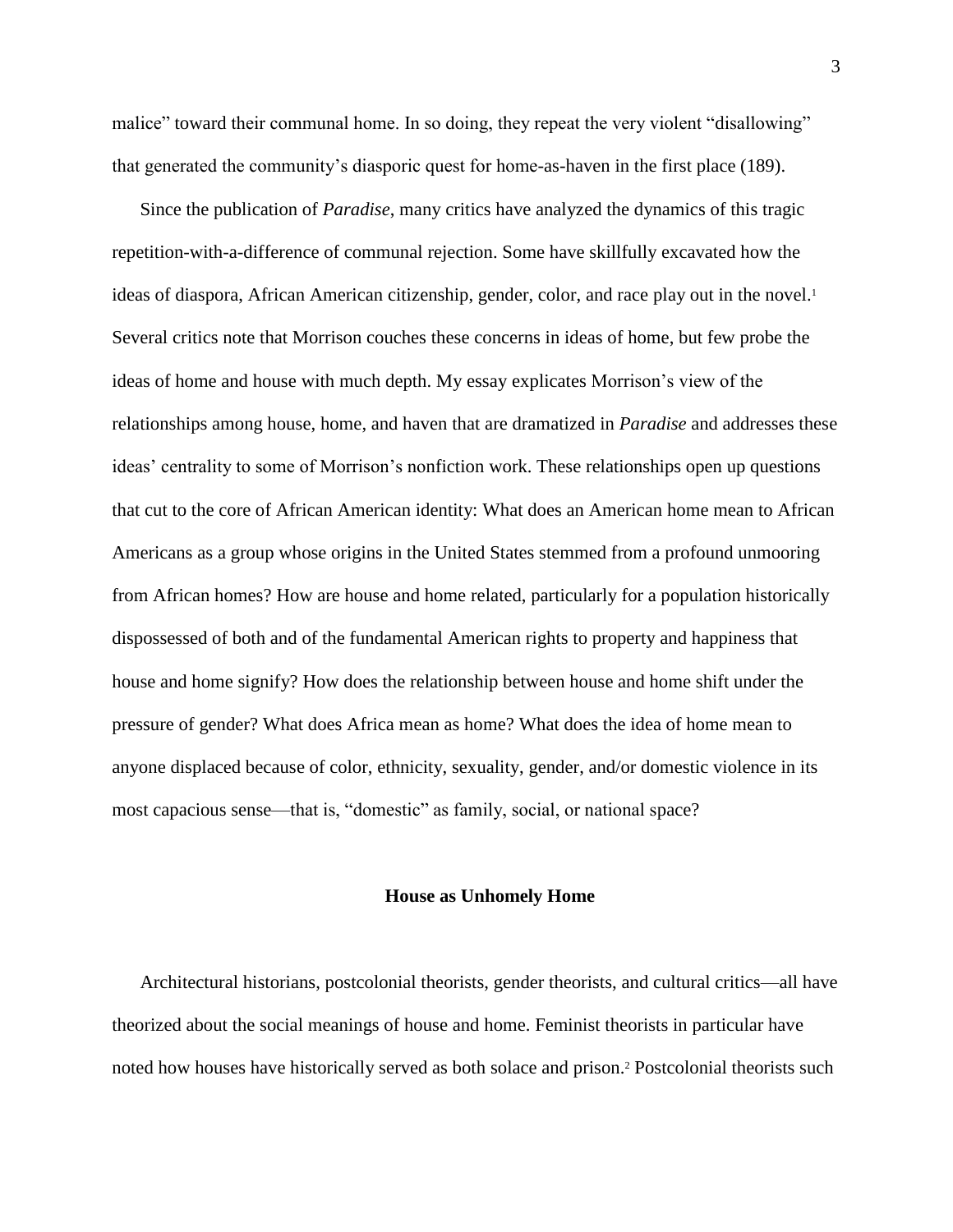malice" toward their communal home. In so doing, they repeat the very violent "disallowing" that generated the community's diasporic quest for home-as-haven in the first place (189).

Since the publication of *Paradise*, many critics have analyzed the dynamics of this tragic repetition-with-a-difference of communal rejection. Some have skillfully excavated how the ideas of diaspora, African American citizenship, gender, color, and race play out in the novel.[1] Several critics note that Morrison couches these concerns in ideas of home, but few probe the ideas of home and house with much depth. My essay explicates Morrison's view of the relationships among house, home, and haven that are dramatized in *Paradise* and addresses these ideas' centrality to some of Morrison's nonfiction work. These relationships open up questions that cut to the core of African American identity: What does an American home mean to African Americans as a group whose origins in the United States stemmed from a profound unmooring from African homes? How are house and home related, particularly for a population historically dispossessed of both and of the fundamental American rights to property and happiness that house and home signify? How does the relationship between house and home shift under the pressure of gender? What does Africa mean as home? What does the idea of home mean to anyone displaced because of color, ethnicity, sexuality, gender, and/or domestic violence in its most capacious sense—that is, "domestic" as family, social, or national space?

## House as Unhomely Home

Architectural historians, postcolonial theorists, gender theorists, and cultural critics—all have theorized about the social meanings of house and home. Feminist theorists in particular have noted how houses have historically served as both solace and prison.[2] Postcolonial theorists such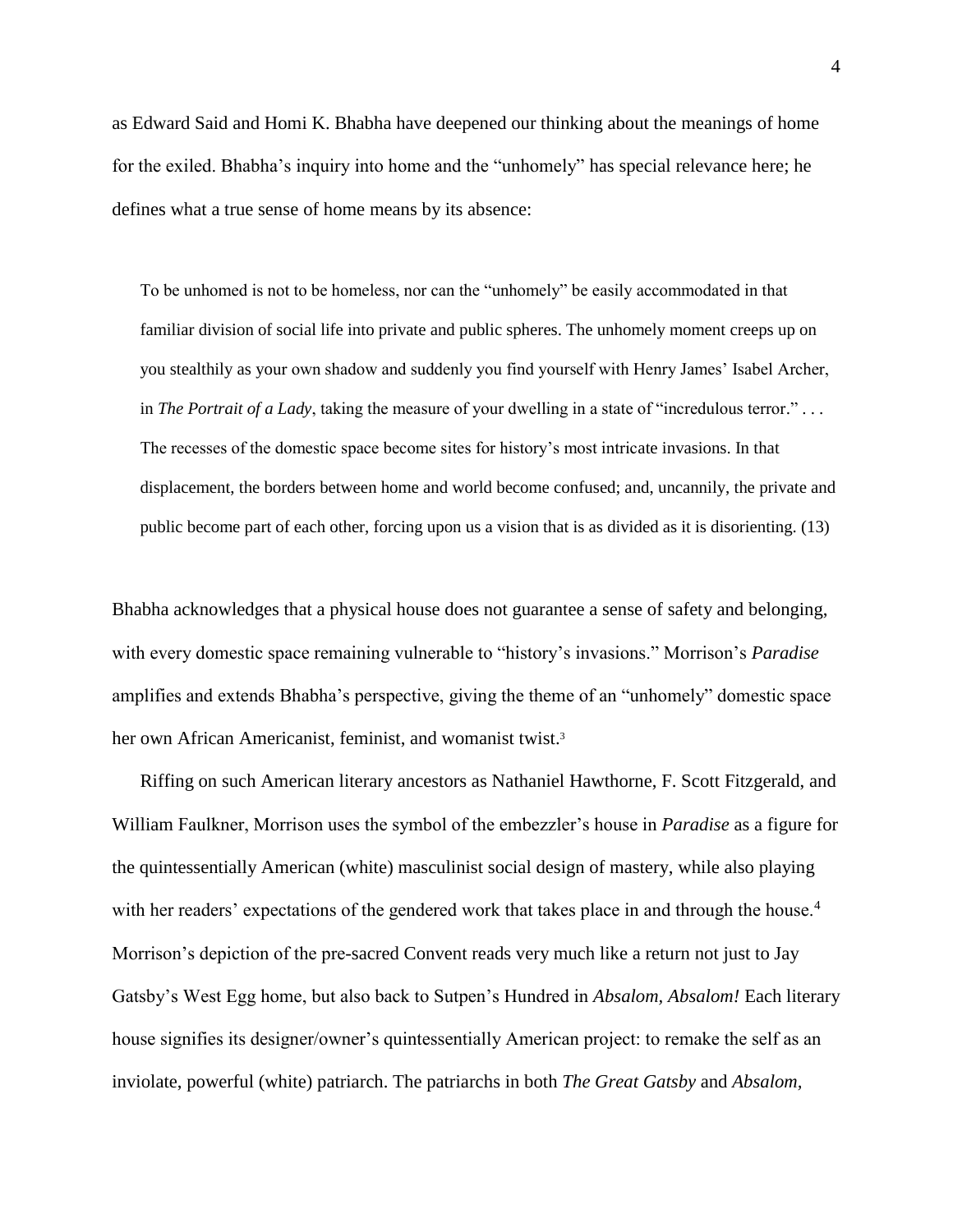as Edward Said and Homi K. Bhabha have deepened our thinking about the meanings of home for the exiled. Bhabha's inquiry into home and the "unhomely" has special relevance here; he defines what a true sense of home means by its absence:

> To be unhomed is not to be homeless, nor can the "unhomely" be easily accommodated in that familiar division of social life into private and public spheres. The unhomely moment creeps up on you stealthily as your own shadow and suddenly you find yourself with Henry James' Isabel Archer, in *The Portrait of a Lady*, taking the measure of your dwelling in a state of "incredulous terror." . . . The recesses of the domestic space become sites for history's most intricate invasions. In that displacement, the borders between home and world become confused; and, uncannily, the private and public become part of each other, forcing upon us a vision that is as divided as it is disorienting. (13)

Bhabha acknowledges that a physical house does not guarantee a sense of safety and belonging, with every domestic space remaining vulnerable to "history's invasions." Morrison's *Paradise* amplifies and extends Bhabha's perspective, giving the theme of an "unhomely" domestic space her own African Americanist, feminist, and womanist twist.[3]

Riffing on such American literary ancestors as Nathaniel Hawthorne, F. Scott Fitzgerald, and William Faulkner, Morrison uses the symbol of the embezzler's house in *Paradise* as a figure for the quintessentially American (white) masculinist social design of mastery, while also playing with her readers' expectations of the gendered work that takes place in and through the house.[4] Morrison's depiction of the pre-sacred Convent reads very much like a return not just to Jay Gatsby's West Egg home, but also back to Sutpen's Hundred in *Absalom, Absalom!* Each literary house signifies its designer/owner's quintessentially American project: to remake the self as an inviolate, powerful (white) patriarch. The patriarchs in both *The Great Gatsby* and *Absalom,*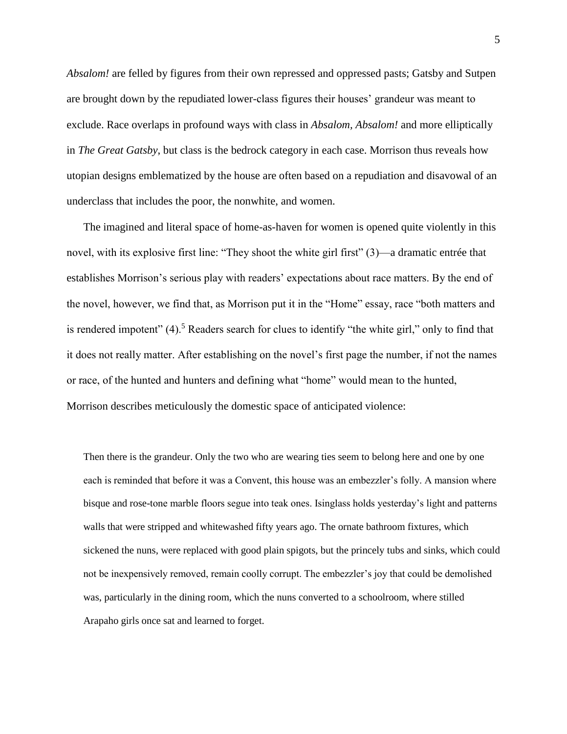*Absalom!* are felled by figures from their own repressed and oppressed pasts; Gatsby and Sutpen are brought down by the repudiated lower-class figures their houses' grandeur was meant to exclude. Race overlaps in profound ways with class in *Absalom, Absalom!* and more elliptically in *The Great Gatsby*, but class is the bedrock category in each case. Morrison thus reveals how utopian designs emblematized by the house are often based on a repudiation and disavowal of an underclass that includes the poor, the nonwhite, and women.

The imagined and literal space of home-as-haven for women is opened quite violently in this novel, with its explosive first line: "They shoot the white girl first" (3)—a dramatic entrée that establishes Morrison's serious play with readers' expectations about race matters. By the end of the novel, however, we find that, as Morrison put it in the "Home" essay, race "both matters and is rendered impotent" (4).[5] Readers search for clues to identify "the white girl," only to find that it does not really matter. After establishing on the novel's first page the number, if not the names or race, of the hunted and hunters and defining what "home" would mean to the hunted, Morrison describes meticulously the domestic space of anticipated violence:

> Then there is the grandeur. Only the two who are wearing ties seem to belong here and one by one each is reminded that before it was a Convent, this house was an embezzler's folly. A mansion where bisque and rose-tone marble floors segue into teak ones. Isinglass holds yesterday's light and patterns walls that were stripped and whitewashed fifty years ago. The ornate bathroom fixtures, which sickened the nuns, were replaced with good plain spigots, but the princely tubs and sinks, which could not be inexpensively removed, remain coolly corrupt. The embezzler's joy that could be demolished was, particularly in the dining room, which the nuns converted to a schoolroom, where stilled Arapaho girls once sat and learned to forget.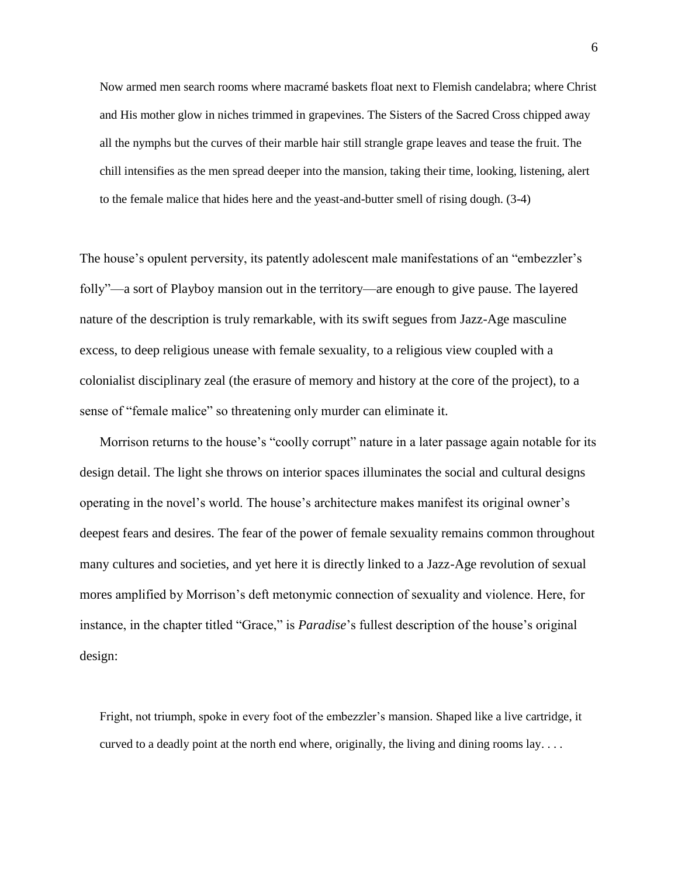> Now armed men search rooms where macramé baskets float next to Flemish candelabra; where Christ and His mother glow in niches trimmed in grapevines. The Sisters of the Sacred Cross chipped away all the nymphs but the curves of their marble hair still strangle grape leaves and tease the fruit. The chill intensifies as the men spread deeper into the mansion, taking their time, looking, listening, alert to the female malice that hides here and the yeast-and-butter smell of rising dough. (3-4)

The house's opulent perversity, its patently adolescent male manifestations of an "embezzler's folly"—a sort of Playboy mansion out in the territory—are enough to give pause. The layered nature of the description is truly remarkable, with its swift segues from Jazz-Age masculine excess, to deep religious unease with female sexuality, to a religious view coupled with a colonialist disciplinary zeal (the erasure of memory and history at the core of the project), to a sense of "female malice" so threatening only murder can eliminate it.

Morrison returns to the house's "coolly corrupt" nature in a later passage again notable for its design detail. The light she throws on interior spaces illuminates the social and cultural designs operating in the novel's world. The house's architecture makes manifest its original owner's deepest fears and desires. The fear of the power of female sexuality remains common throughout many cultures and societies, and yet here it is directly linked to a Jazz-Age revolution of sexual mores amplified by Morrison's deft metonymic connection of sexuality and violence. Here, for instance, in the chapter titled "Grace," is *Paradise*'s fullest description of the house's original design:

> Fright, not triumph, spoke in every foot of the embezzler's mansion. Shaped like a live cartridge, it curved to a deadly point at the north end where, originally, the living and dining rooms lay. . . .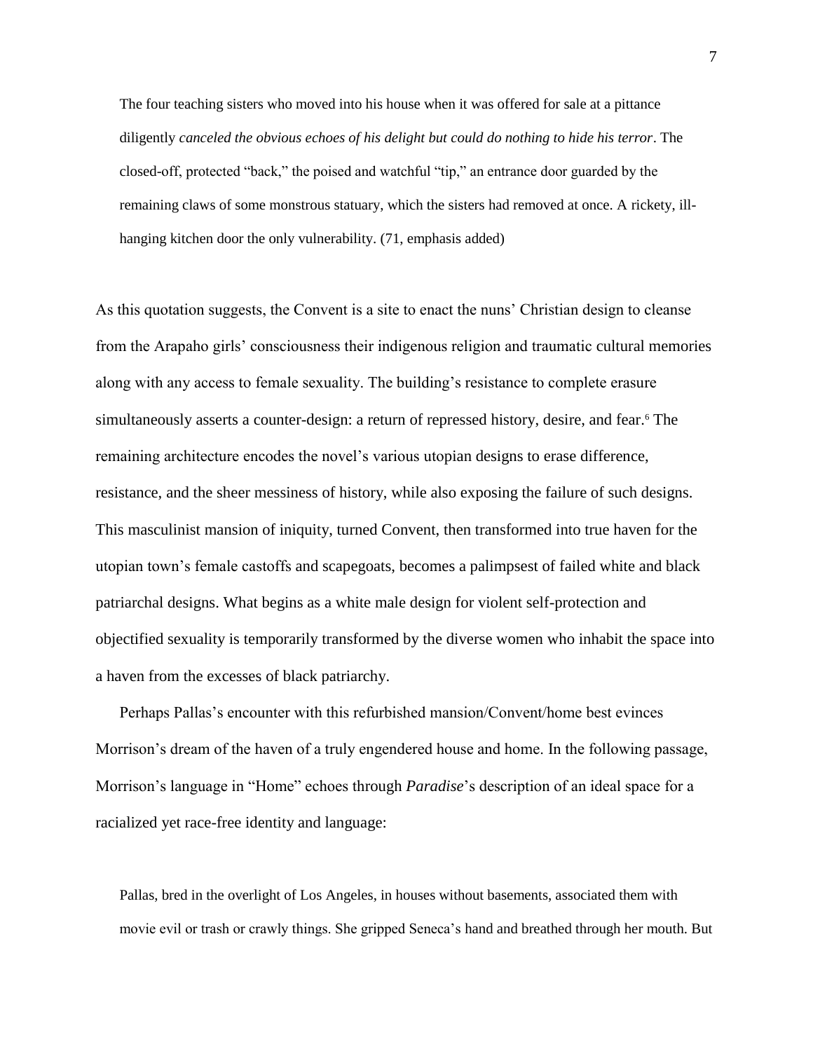The four teaching sisters who moved into his house when it was offered for sale at a pittance diligently *canceled the obvious echoes of his delight but could do nothing to hide his terror*. The closed-off, protected "back," the poised and watchful "tip," an entrance door guarded by the remaining claws of some monstrous statuary, which the sisters had removed at once. A rickety, ill-hanging kitchen door the only vulnerability. (71, emphasis added)

As this quotation suggests, the Convent is a site to enact the nuns' Christian design to cleanse from the Arapaho girls' consciousness their indigenous religion and traumatic cultural memories along with any access to female sexuality. The building's resistance to complete erasure simultaneously asserts a counter-design: a return of repressed history, desire, and fear.[6] The remaining architecture encodes the novel's various utopian designs to erase difference, resistance, and the sheer messiness of history, while also exposing the failure of such designs. This masculinist mansion of iniquity, turned Convent, then transformed into true haven for the utopian town's female castoffs and scapegoats, becomes a palimpsest of failed white and black patriarchal designs. What begins as a white male design for violent self-protection and objectified sexuality is temporarily transformed by the diverse women who inhabit the space into a haven from the excesses of black patriarchy.

Perhaps Pallas's encounter with this refurbished mansion/Convent/home best evinces Morrison's dream of the haven of a truly engendered house and home. In the following passage, Morrison's language in "Home" echoes through *Paradise*'s description of an ideal space for a racialized yet race-free identity and language:

Pallas, bred in the overlight of Los Angeles, in houses without basements, associated them with movie evil or trash or crawly things. She gripped Seneca's hand and breathed through her mouth. But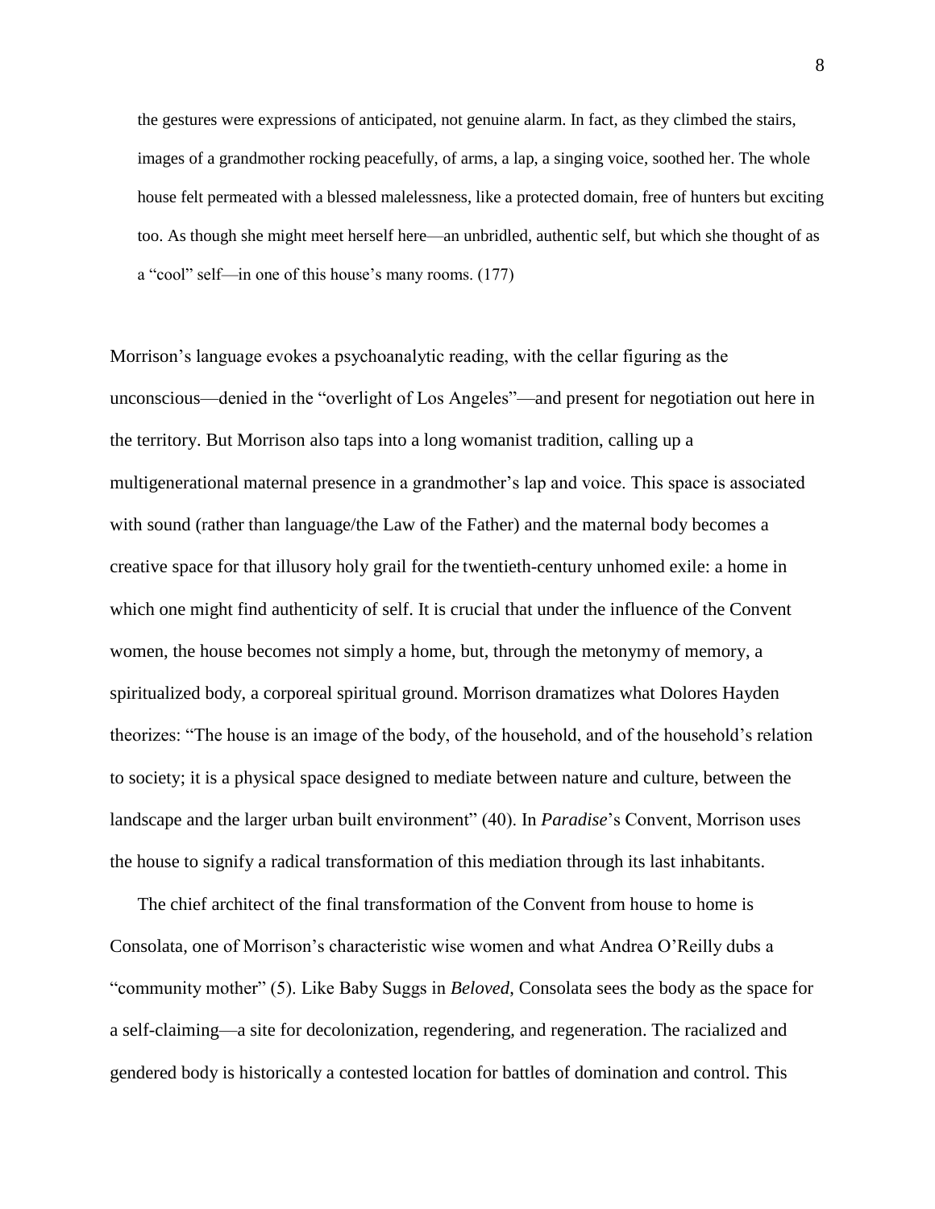> the gestures were expressions of anticipated, not genuine alarm. In fact, as they climbed the stairs, images of a grandmother rocking peacefully, of arms, a lap, a singing voice, soothed her. The whole house felt permeated with a blessed malelessness, like a protected domain, free of hunters but exciting too. As though she might meet herself here—an unbridled, authentic self, but which she thought of as a "cool" self—in one of this house's many rooms. (177)

Morrison's language evokes a psychoanalytic reading, with the cellar figuring as the unconscious—denied in the "overlight of Los Angeles"—and present for negotiation out here in the territory. But Morrison also taps into a long womanist tradition, calling up a multigenerational maternal presence in a grandmother's lap and voice. This space is associated with sound (rather than language/the Law of the Father) and the maternal body becomes a creative space for that illusory holy grail for the twentieth-century unhomed exile: a home in which one might find authenticity of self. It is crucial that under the influence of the Convent women, the house becomes not simply a home, but, through the metonymy of memory, a spiritualized body, a corporeal spiritual ground. Morrison dramatizes what Dolores Hayden theorizes: "The house is an image of the body, of the household, and of the household's relation to society; it is a physical space designed to mediate between nature and culture, between the landscape and the larger urban built environment" (40). In *Paradise*'s Convent, Morrison uses the house to signify a radical transformation of this mediation through its last inhabitants.

The chief architect of the final transformation of the Convent from house to home is Consolata, one of Morrison's characteristic wise women and what Andrea O'Reilly dubs a "community mother" (5). Like Baby Suggs in *Beloved*, Consolata sees the body as the space for a self-claiming—a site for decolonization, regendering, and regeneration. The racialized and gendered body is historically a contested location for battles of domination and control. This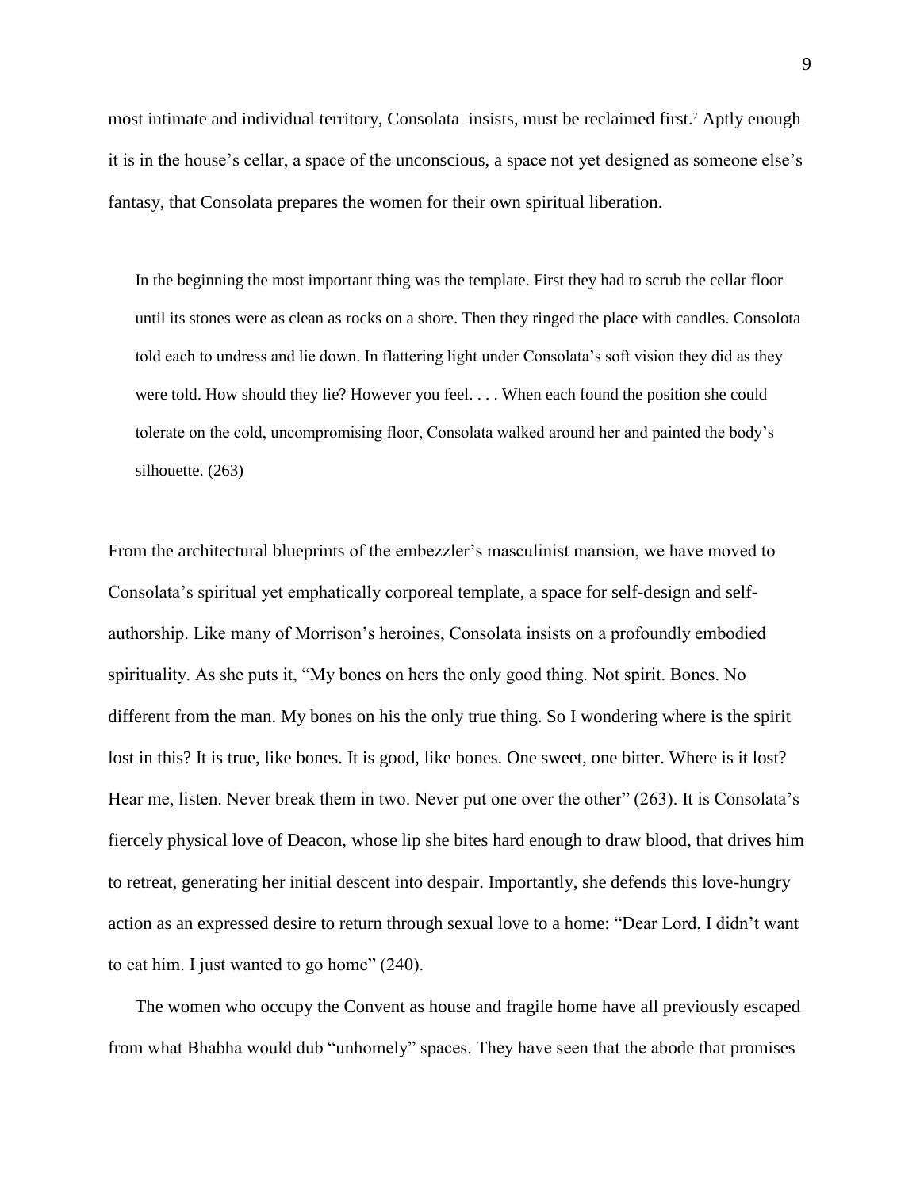most intimate and individual territory, Consolata insists, must be reclaimed first.[7] Aptly enough it is in the house's cellar, a space of the unconscious, a space not yet designed as someone else's fantasy, that Consolata prepares the women for their own spiritual liberation.

> In the beginning the most important thing was the template. First they had to scrub the cellar floor until its stones were as clean as rocks on a shore. Then they ringed the place with candles. Consolota told each to undress and lie down. In flattering light under Consolata's soft vision they did as they were told. How should they lie? However you feel. . . . When each found the position she could tolerate on the cold, uncompromising floor, Consolata walked around her and painted the body's silhouette. (263)

From the architectural blueprints of the embezzler's masculinist mansion, we have moved to Consolata's spiritual yet emphatically corporeal template, a space for self-design and self-authorship. Like many of Morrison's heroines, Consolata insists on a profoundly embodied spirituality. As she puts it, "My bones on hers the only good thing. Not spirit. Bones. No different from the man. My bones on his the only true thing. So I wondering where is the spirit lost in this? It is true, like bones. It is good, like bones. One sweet, one bitter. Where is it lost? Hear me, listen. Never break them in two. Never put one over the other" (263). It is Consolata's fiercely physical love of Deacon, whose lip she bites hard enough to draw blood, that drives him to retreat, generating her initial descent into despair. Importantly, she defends this love-hungry action as an expressed desire to return through sexual love to a home: "Dear Lord, I didn't want to eat him. I just wanted to go home" (240).

The women who occupy the Convent as house and fragile home have all previously escaped from what Bhabha would dub "unhomely" spaces. They have seen that the abode that promises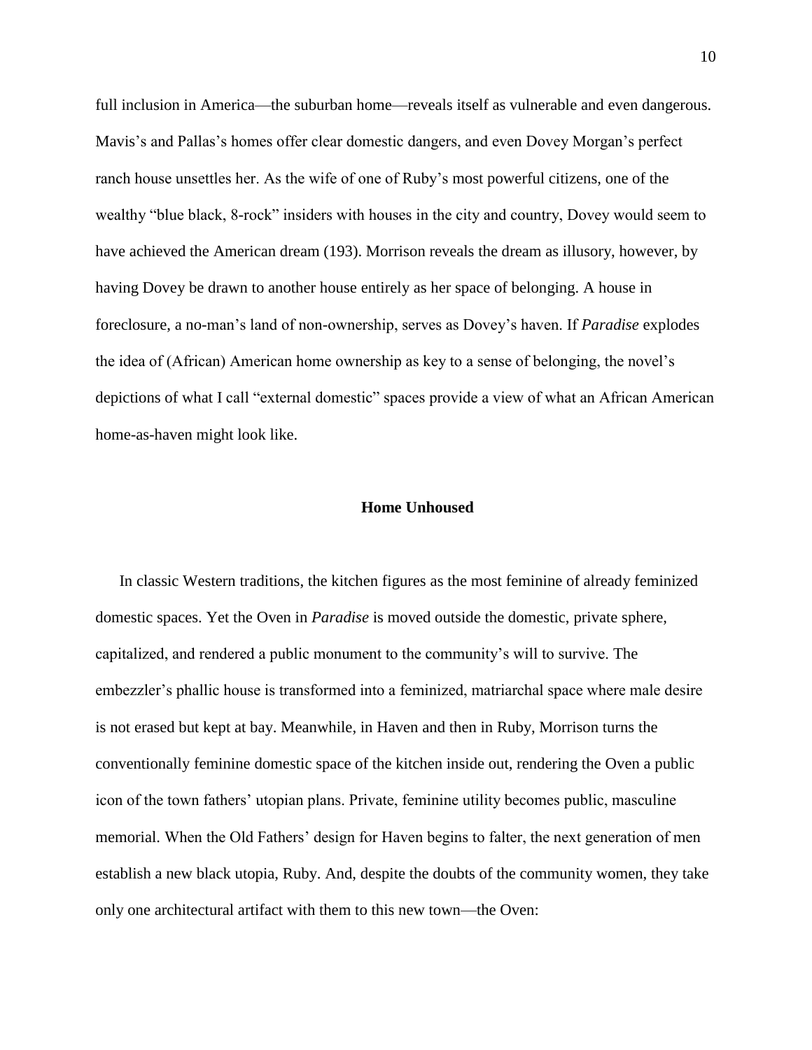full inclusion in America—the suburban home—reveals itself as vulnerable and even dangerous. Mavis's and Pallas's homes offer clear domestic dangers, and even Dovey Morgan's perfect ranch house unsettles her. As the wife of one of Ruby's most powerful citizens, one of the wealthy "blue black, 8-rock" insiders with houses in the city and country, Dovey would seem to have achieved the American dream (193). Morrison reveals the dream as illusory, however, by having Dovey be drawn to another house entirely as her space of belonging. A house in foreclosure, a no-man's land of non-ownership, serves as Dovey's haven. If *Paradise* explodes the idea of (African) American home ownership as key to a sense of belonging, the novel's depictions of what I call "external domestic" spaces provide a view of what an African American home-as-haven might look like.

## Home Unhoused

In classic Western traditions, the kitchen figures as the most feminine of already feminized domestic spaces. Yet the Oven in *Paradise* is moved outside the domestic, private sphere, capitalized, and rendered a public monument to the community's will to survive. The embezzler's phallic house is transformed into a feminized, matriarchal space where male desire is not erased but kept at bay. Meanwhile, in Haven and then in Ruby, Morrison turns the conventionally feminine domestic space of the kitchen inside out, rendering the Oven a public icon of the town fathers' utopian plans. Private, feminine utility becomes public, masculine memorial. When the Old Fathers' design for Haven begins to falter, the next generation of men establish a new black utopia, Ruby. And, despite the doubts of the community women, they take only one architectural artifact with them to this new town—the Oven: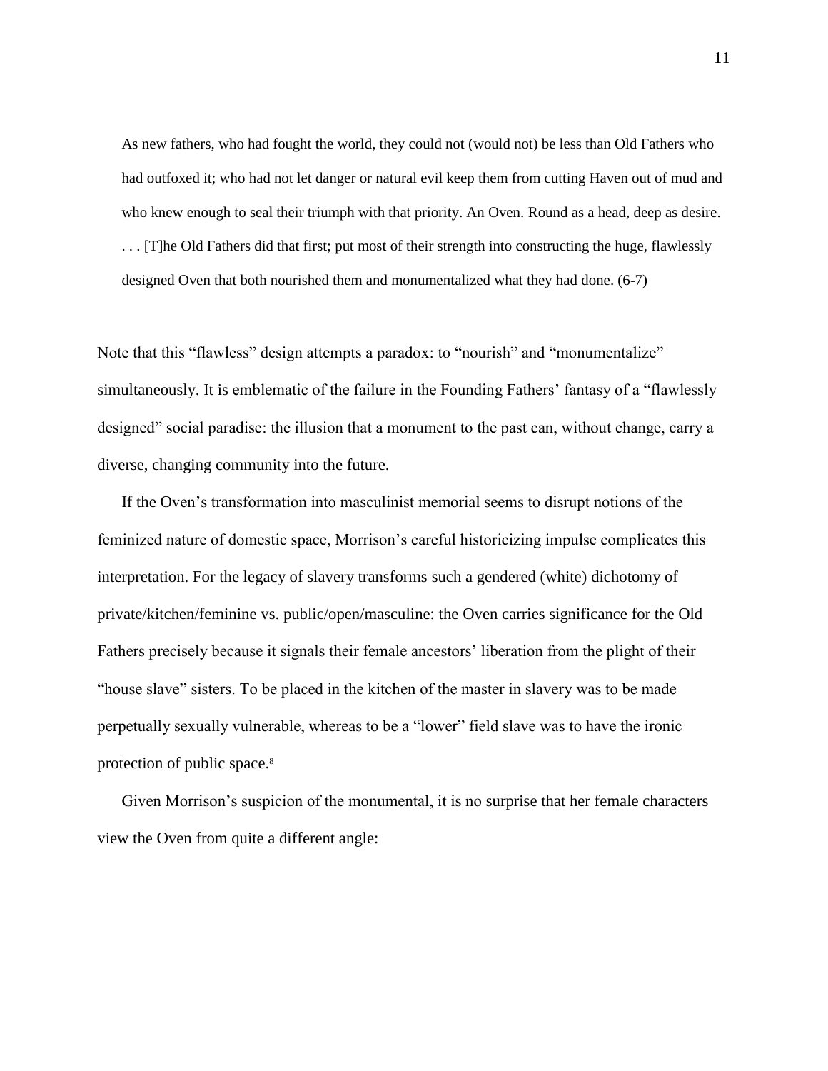> As new fathers, who had fought the world, they could not (would not) be less than Old Fathers who had outfoxed it; who had not let danger or natural evil keep them from cutting Haven out of mud and who knew enough to seal their triumph with that priority. An Oven. Round as a head, deep as desire. . . . [T]he Old Fathers did that first; put most of their strength into constructing the huge, flawlessly designed Oven that both nourished them and monumentalized what they had done. (6-7)

Note that this "flawless" design attempts a paradox: to "nourish" and "monumentalize" simultaneously. It is emblematic of the failure in the Founding Fathers' fantasy of a "flawlessly designed" social paradise: the illusion that a monument to the past can, without change, carry a diverse, changing community into the future.

If the Oven's transformation into masculinist memorial seems to disrupt notions of the feminized nature of domestic space, Morrison's careful historicizing impulse complicates this interpretation. For the legacy of slavery transforms such a gendered (white) dichotomy of private/kitchen/feminine vs. public/open/masculine: the Oven carries significance for the Old Fathers precisely because it signals their female ancestors' liberation from the plight of their "house slave" sisters. To be placed in the kitchen of the master in slavery was to be made perpetually sexually vulnerable, whereas to be a "lower" field slave was to have the ironic protection of public space.[8]

Given Morrison's suspicion of the monumental, it is no surprise that her female characters view the Oven from quite a different angle: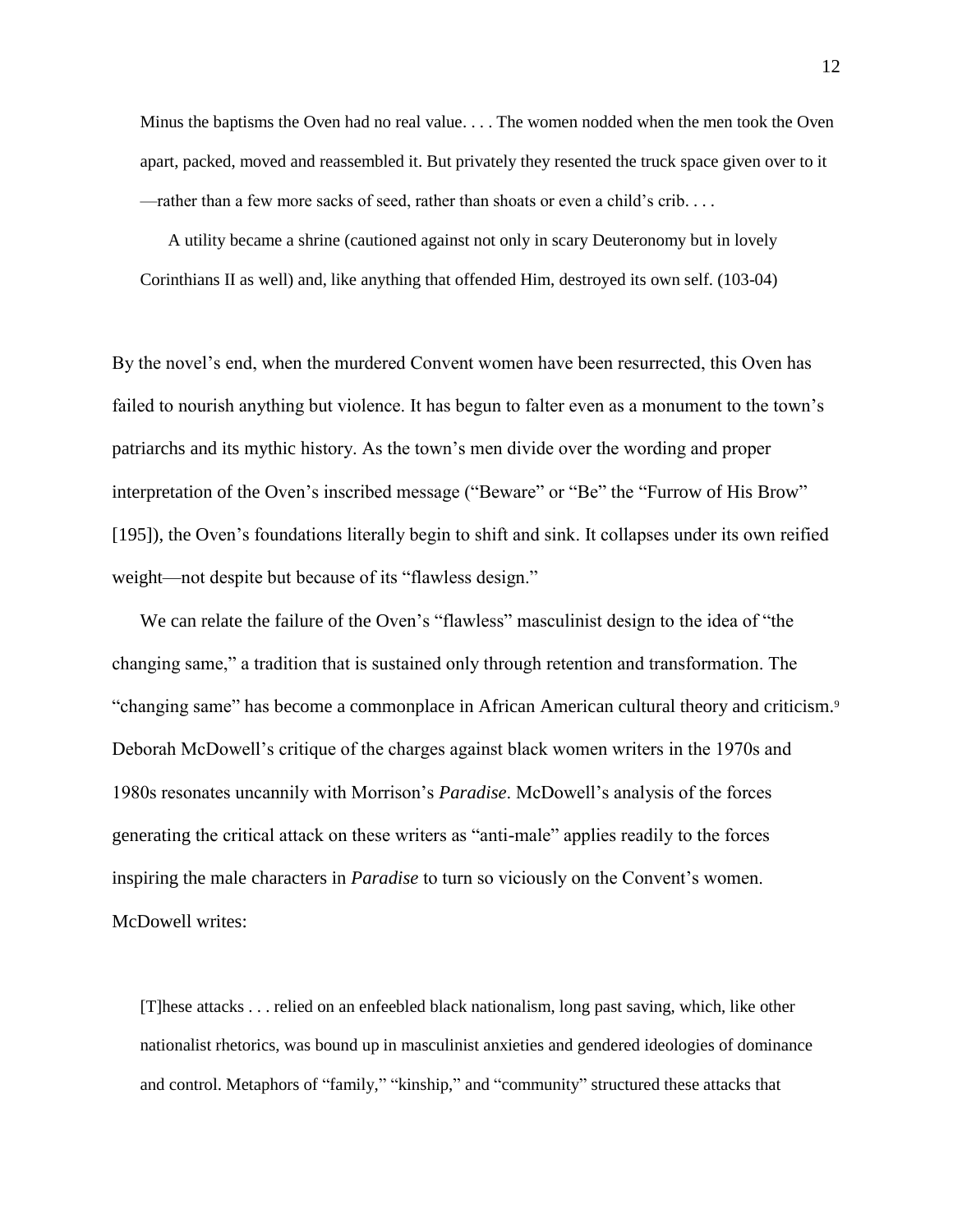> Minus the baptisms the Oven had no real value. . . . The women nodded when the men took the Oven apart, packed, moved and reassembled it. But privately they resented the truck space given over to it —rather than a few more sacks of seed, rather than shoats or even a child's crib. . . .
>
> A utility became a shrine (cautioned against not only in scary Deuteronomy but in lovely Corinthians II as well) and, like anything that offended Him, destroyed its own self. (103-04)

By the novel's end, when the murdered Convent women have been resurrected, this Oven has failed to nourish anything but violence. It has begun to falter even as a monument to the town's patriarchs and its mythic history. As the town's men divide over the wording and proper interpretation of the Oven's inscribed message ("Beware" or "Be" the "Furrow of His Brow" [195]), the Oven's foundations literally begin to shift and sink. It collapses under its own reified weight—not despite but because of its "flawless design."

We can relate the failure of the Oven's "flawless" masculinist design to the idea of "the changing same," a tradition that is sustained only through retention and transformation. The "changing same" has become a commonplace in African American cultural theory and criticism.[9] Deborah McDowell's critique of the charges against black women writers in the 1970s and 1980s resonates uncannily with Morrison's *Paradise*. McDowell's analysis of the forces generating the critical attack on these writers as "anti-male" applies readily to the forces inspiring the male characters in *Paradise* to turn so viciously on the Convent's women. McDowell writes:

> [T]hese attacks . . . relied on an enfeebled black nationalism, long past saving, which, like other nationalist rhetorics, was bound up in masculinist anxieties and gendered ideologies of dominance and control. Metaphors of "family," "kinship," and "community" structured these attacks that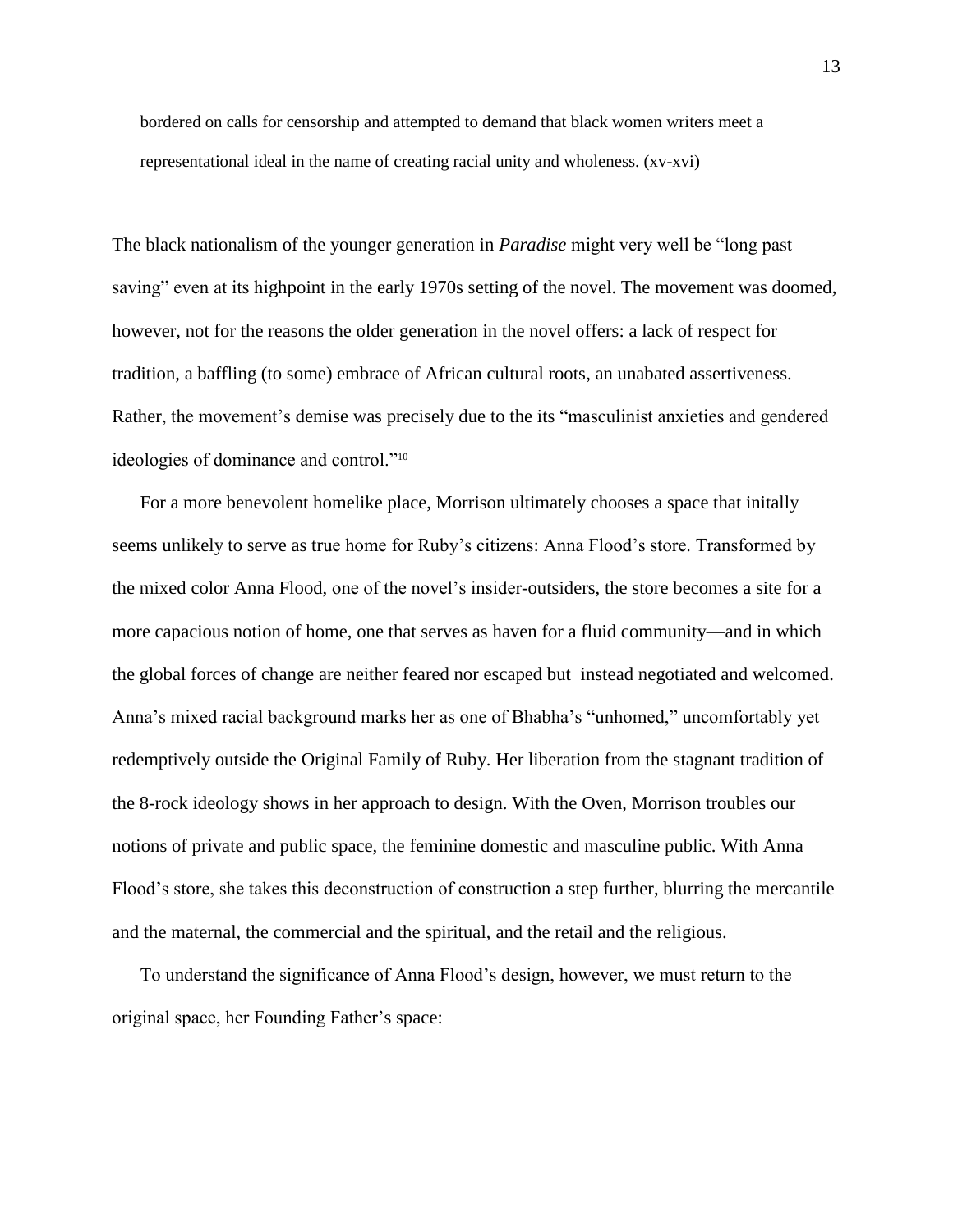> bordered on calls for censorship and attempted to demand that black women writers meet a representational ideal in the name of creating racial unity and wholeness. (xv-xvi)

The black nationalism of the younger generation in *Paradise* might very well be "long past saving" even at its highpoint in the early 1970s setting of the novel. The movement was doomed, however, not for the reasons the older generation in the novel offers: a lack of respect for tradition, a baffling (to some) embrace of African cultural roots, an unabated assertiveness. Rather, the movement's demise was precisely due to the its "masculinist anxieties and gendered ideologies of dominance and control."[10]

For a more benevolent homelike place, Morrison ultimately chooses a space that initally seems unlikely to serve as true home for Ruby's citizens: Anna Flood's store. Transformed by the mixed color Anna Flood, one of the novel's insider-outsiders, the store becomes a site for a more capacious notion of home, one that serves as haven for a fluid community—and in which the global forces of change are neither feared nor escaped but instead negotiated and welcomed. Anna's mixed racial background marks her as one of Bhabha's "unhomed," uncomfortably yet redemptively outside the Original Family of Ruby. Her liberation from the stagnant tradition of the 8-rock ideology shows in her approach to design. With the Oven, Morrison troubles our notions of private and public space, the feminine domestic and masculine public. With Anna Flood's store, she takes this deconstruction of construction a step further, blurring the mercantile and the maternal, the commercial and the spiritual, and the retail and the religious.

To understand the significance of Anna Flood's design, however, we must return to the original space, her Founding Father's space: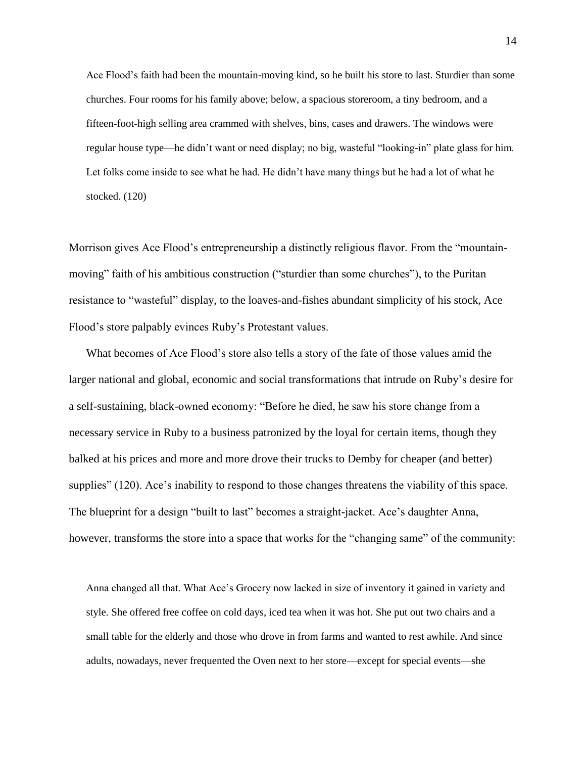> Ace Flood's faith had been the mountain-moving kind, so he built his store to last. Sturdier than some churches. Four rooms for his family above; below, a spacious storeroom, a tiny bedroom, and a fifteen-foot-high selling area crammed with shelves, bins, cases and drawers. The windows were regular house type—he didn't want or need display; no big, wasteful "looking-in" plate glass for him. Let folks come inside to see what he had. He didn't have many things but he had a lot of what he stocked. (120)

Morrison gives Ace Flood's entrepreneurship a distinctly religious flavor. From the "mountain-moving" faith of his ambitious construction ("sturdier than some churches"), to the Puritan resistance to "wasteful" display, to the loaves-and-fishes abundant simplicity of his stock, Ace Flood's store palpably evinces Ruby's Protestant values.

What becomes of Ace Flood's store also tells a story of the fate of those values amid the larger national and global, economic and social transformations that intrude on Ruby's desire for a self-sustaining, black-owned economy: "Before he died, he saw his store change from a necessary service in Ruby to a business patronized by the loyal for certain items, though they balked at his prices and more and more drove their trucks to Demby for cheaper (and better) supplies" (120). Ace's inability to respond to those changes threatens the viability of this space. The blueprint for a design "built to last" becomes a straight-jacket. Ace's daughter Anna, however, transforms the store into a space that works for the "changing same" of the community:

> Anna changed all that. What Ace's Grocery now lacked in size of inventory it gained in variety and style. She offered free coffee on cold days, iced tea when it was hot. She put out two chairs and a small table for the elderly and those who drove in from farms and wanted to rest awhile. And since adults, nowadays, never frequented the Oven next to her store—except for special events—she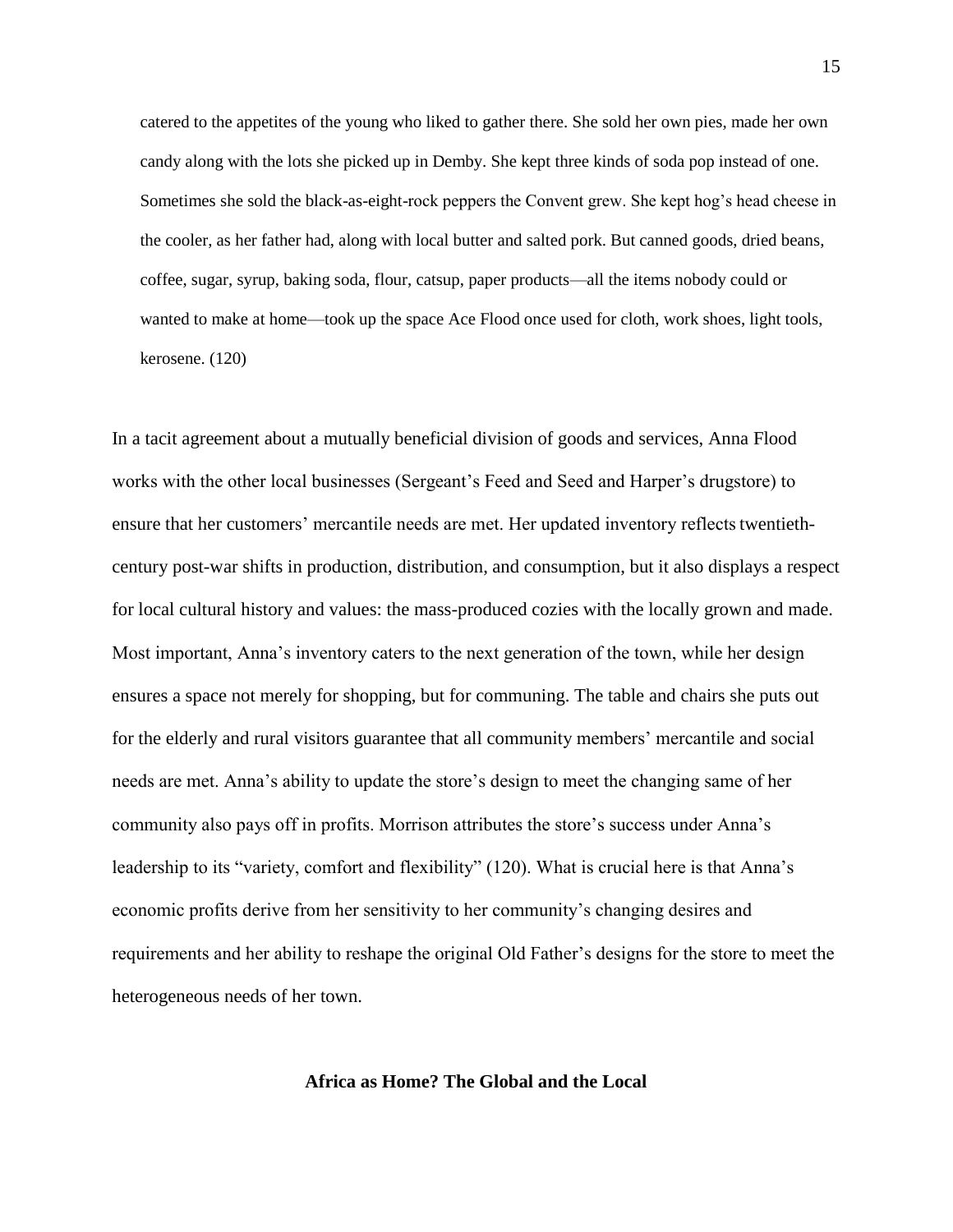> catered to the appetites of the young who liked to gather there. She sold her own pies, made her own candy along with the lots she picked up in Demby. She kept three kinds of soda pop instead of one. Sometimes she sold the black-as-eight-rock peppers the Convent grew. She kept hog's head cheese in the cooler, as her father had, along with local butter and salted pork. But canned goods, dried beans, coffee, sugar, syrup, baking soda, flour, catsup, paper products—all the items nobody could or wanted to make at home—took up the space Ace Flood once used for cloth, work shoes, light tools, kerosene. (120)

In a tacit agreement about a mutually beneficial division of goods and services, Anna Flood works with the other local businesses (Sergeant's Feed and Seed and Harper's drugstore) to ensure that her customers' mercantile needs are met. Her updated inventory reflects twentieth-century post-war shifts in production, distribution, and consumption, but it also displays a respect for local cultural history and values: the mass-produced cozies with the locally grown and made. Most important, Anna's inventory caters to the next generation of the town, while her design ensures a space not merely for shopping, but for communing. The table and chairs she puts out for the elderly and rural visitors guarantee that all community members' mercantile and social needs are met. Anna's ability to update the store's design to meet the changing same of her community also pays off in profits. Morrison attributes the store's success under Anna's leadership to its "variety, comfort and flexibility" (120). What is crucial here is that Anna's economic profits derive from her sensitivity to her community's changing desires and requirements and her ability to reshape the original Old Father's designs for the store to meet the heterogeneous needs of her town.

## Africa as Home? The Global and the Local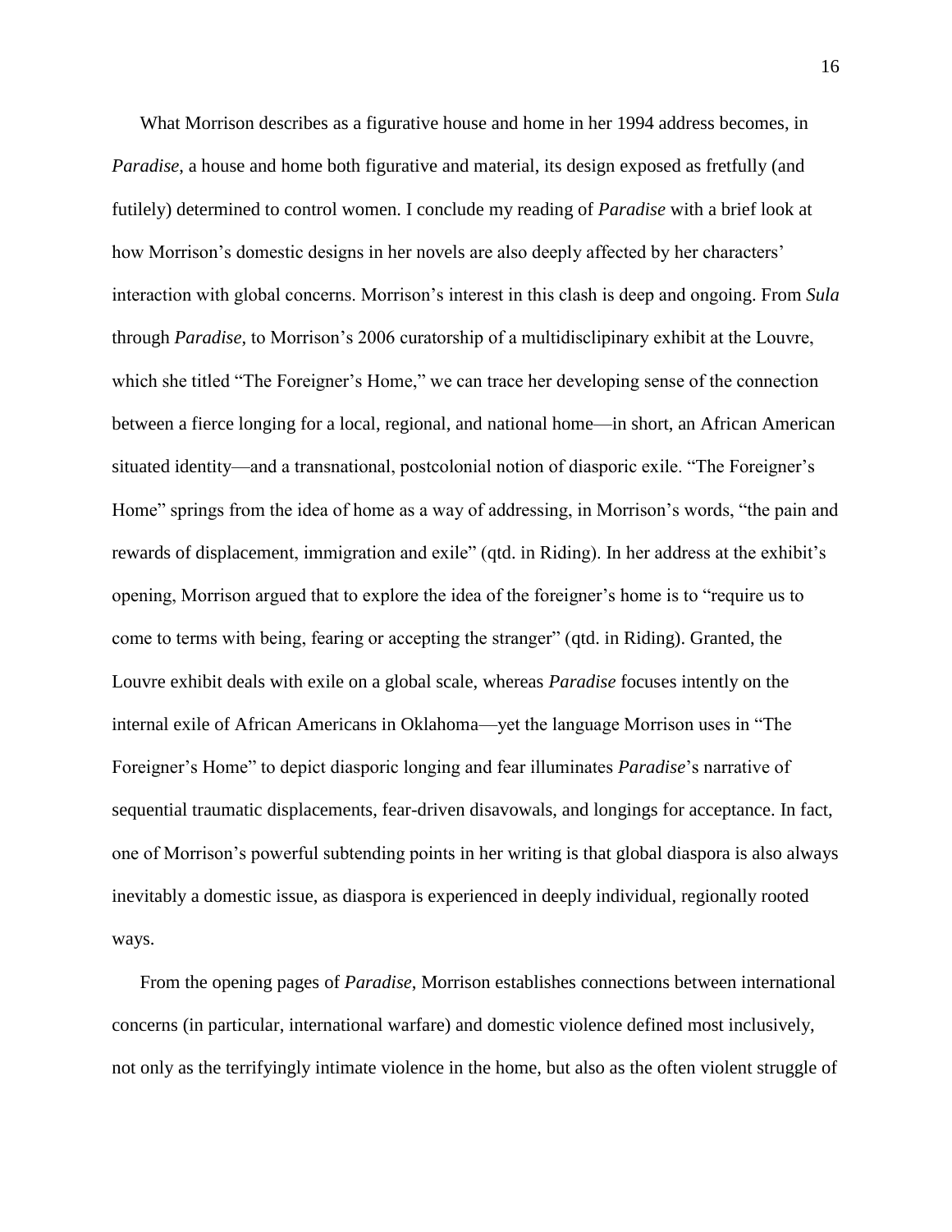What Morrison describes as a figurative house and home in her 1994 address becomes, in *Paradise*, a house and home both figurative and material, its design exposed as fretfully (and futilely) determined to control women. I conclude my reading of *Paradise* with a brief look at how Morrison's domestic designs in her novels are also deeply affected by her characters' interaction with global concerns. Morrison's interest in this clash is deep and ongoing. From *Sula* through *Paradise*, to Morrison's 2006 curatorship of a multidisclipinary exhibit at the Louvre, which she titled "The Foreigner's Home," we can trace her developing sense of the connection between a fierce longing for a local, regional, and national home—in short, an African American situated identity—and a transnational, postcolonial notion of diasporic exile. "The Foreigner's Home" springs from the idea of home as a way of addressing, in Morrison's words, "the pain and rewards of displacement, immigration and exile" (qtd. in Riding). In her address at the exhibit's opening, Morrison argued that to explore the idea of the foreigner's home is to "require us to come to terms with being, fearing or accepting the stranger" (qtd. in Riding). Granted, the Louvre exhibit deals with exile on a global scale, whereas *Paradise* focuses intently on the internal exile of African Americans in Oklahoma—yet the language Morrison uses in "The Foreigner's Home" to depict diasporic longing and fear illuminates *Paradise*'s narrative of sequential traumatic displacements, fear-driven disavowals, and longings for acceptance. In fact, one of Morrison's powerful subtending points in her writing is that global diaspora is also always inevitably a domestic issue, as diaspora is experienced in deeply individual, regionally rooted ways.

From the opening pages of *Paradise*, Morrison establishes connections between international concerns (in particular, international warfare) and domestic violence defined most inclusively, not only as the terrifyingly intimate violence in the home, but also as the often violent struggle of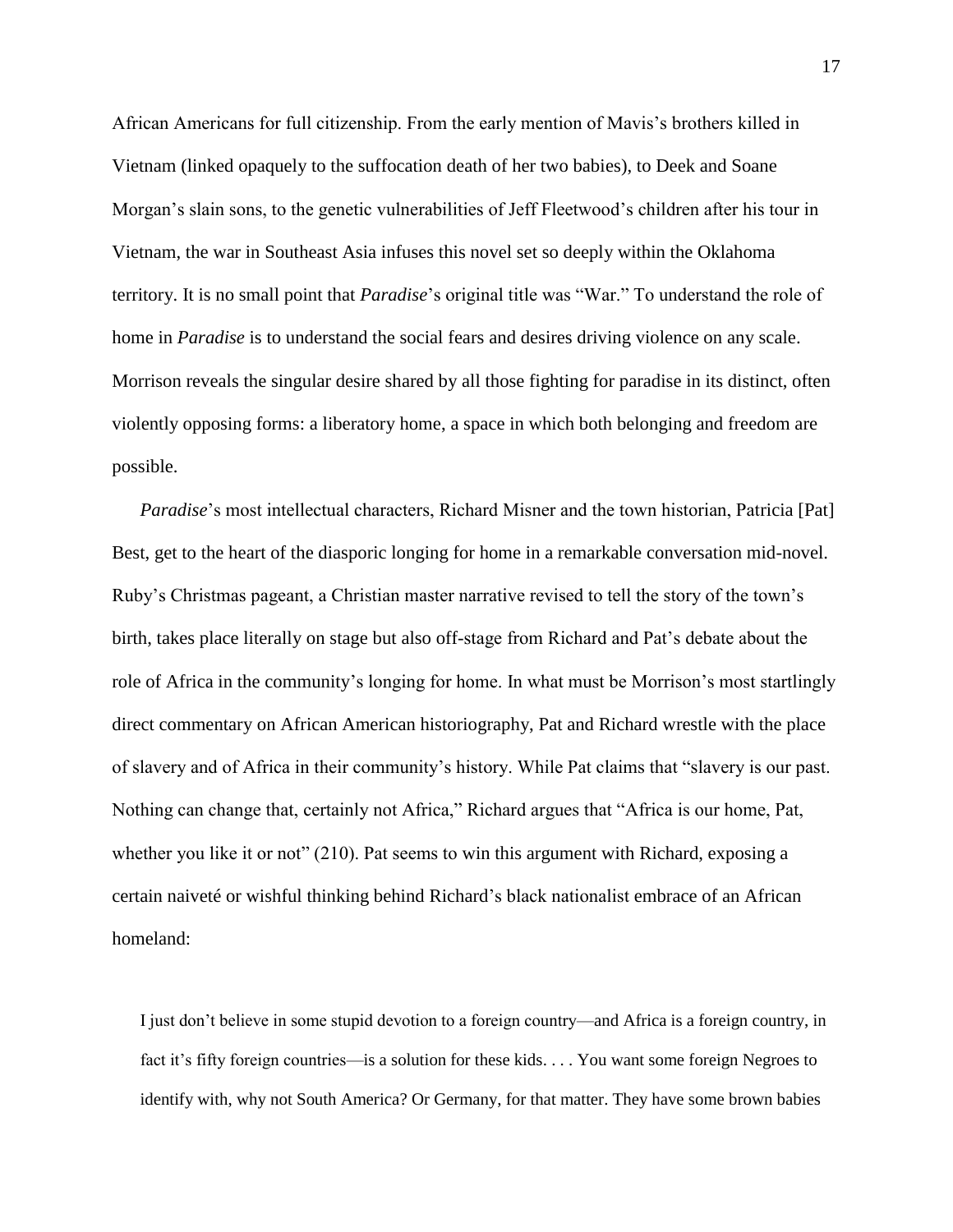African Americans for full citizenship. From the early mention of Mavis's brothers killed in Vietnam (linked opaquely to the suffocation death of her two babies), to Deek and Soane Morgan's slain sons, to the genetic vulnerabilities of Jeff Fleetwood's children after his tour in Vietnam, the war in Southeast Asia infuses this novel set so deeply within the Oklahoma territory. It is no small point that *Paradise*'s original title was "War." To understand the role of home in *Paradise* is to understand the social fears and desires driving violence on any scale. Morrison reveals the singular desire shared by all those fighting for paradise in its distinct, often violently opposing forms: a liberatory home, a space in which both belonging and freedom are possible.

*Paradise*'s most intellectual characters, Richard Misner and the town historian, Patricia [Pat] Best, get to the heart of the diasporic longing for home in a remarkable conversation mid-novel. Ruby's Christmas pageant, a Christian master narrative revised to tell the story of the town's birth, takes place literally on stage but also off-stage from Richard and Pat's debate about the role of Africa in the community's longing for home. In what must be Morrison's most startlingly direct commentary on African American historiography, Pat and Richard wrestle with the place of slavery and of Africa in their community's history. While Pat claims that "slavery is our past. Nothing can change that, certainly not Africa," Richard argues that "Africa is our home, Pat, whether you like it or not" (210). Pat seems to win this argument with Richard, exposing a certain naiveté or wishful thinking behind Richard's black nationalist embrace of an African homeland:

> I just don't believe in some stupid devotion to a foreign country—and Africa is a foreign country, in fact it's fifty foreign countries—is a solution for these kids. . . . You want some foreign Negroes to identify with, why not South America? Or Germany, for that matter. They have some brown babies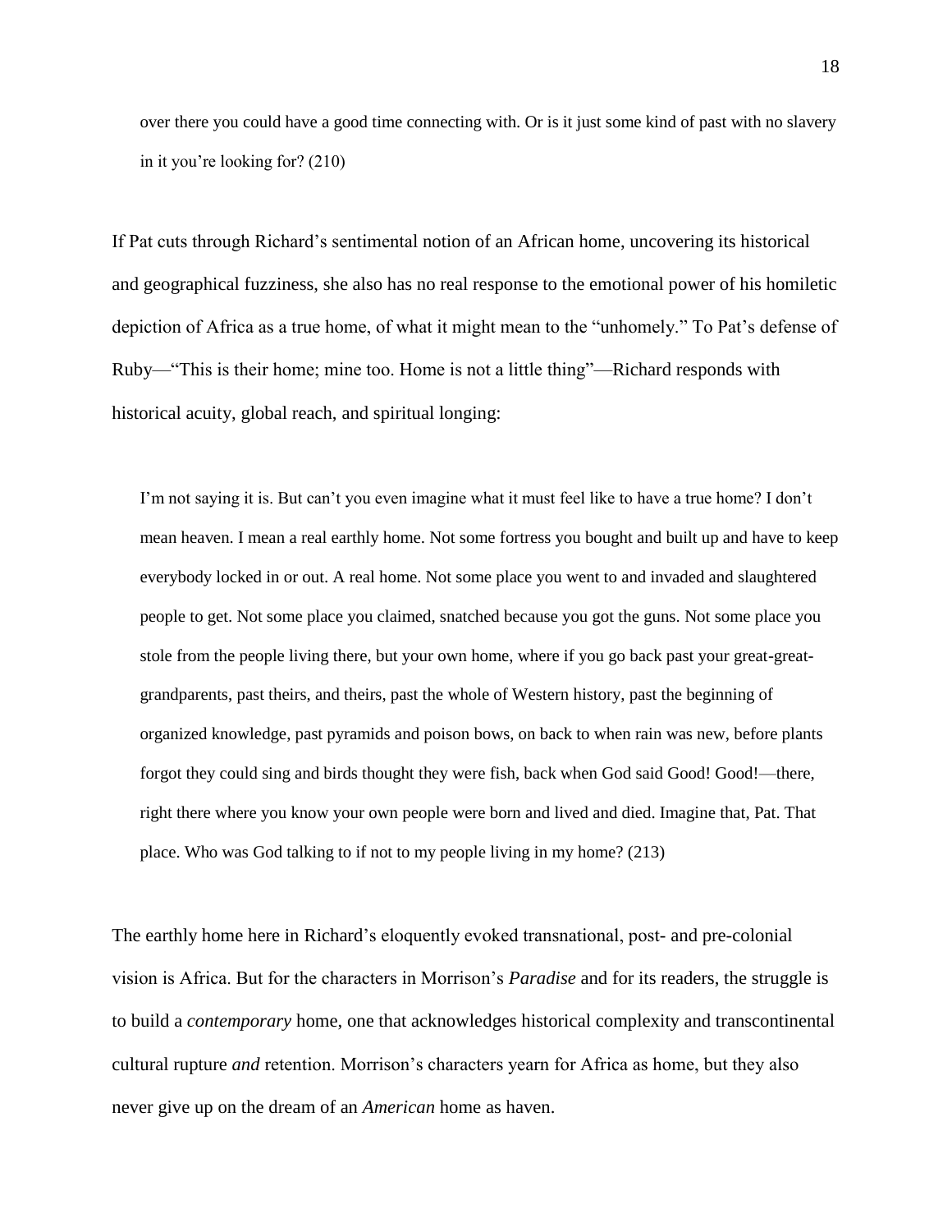> over there you could have a good time connecting with. Or is it just some kind of past with no slavery in it you're looking for? (210)

If Pat cuts through Richard's sentimental notion of an African home, uncovering its historical and geographical fuzziness, she also has no real response to the emotional power of his homiletic depiction of Africa as a true home, of what it might mean to the "unhomely." To Pat's defense of Ruby—"This is their home; mine too. Home is not a little thing"—Richard responds with historical acuity, global reach, and spiritual longing:

> I'm not saying it is. But can't you even imagine what it must feel like to have a true home? I don't mean heaven. I mean a real earthly home. Not some fortress you bought and built up and have to keep everybody locked in or out. A real home. Not some place you went to and invaded and slaughtered people to get. Not some place you claimed, snatched because you got the guns. Not some place you stole from the people living there, but your own home, where if you go back past your great-great-grandparents, past theirs, and theirs, past the whole of Western history, past the beginning of organized knowledge, past pyramids and poison bows, on back to when rain was new, before plants forgot they could sing and birds thought they were fish, back when God said Good! Good!—there, right there where you know your own people were born and lived and died. Imagine that, Pat. That place. Who was God talking to if not to my people living in my home? (213)

The earthly home here in Richard's eloquently evoked transnational, post- and pre-colonial vision is Africa. But for the characters in Morrison's *Paradise* and for its readers, the struggle is to build a *contemporary* home, one that acknowledges historical complexity and transcontinental cultural rupture *and* retention. Morrison's characters yearn for Africa as home, but they also never give up on the dream of an *American* home as haven.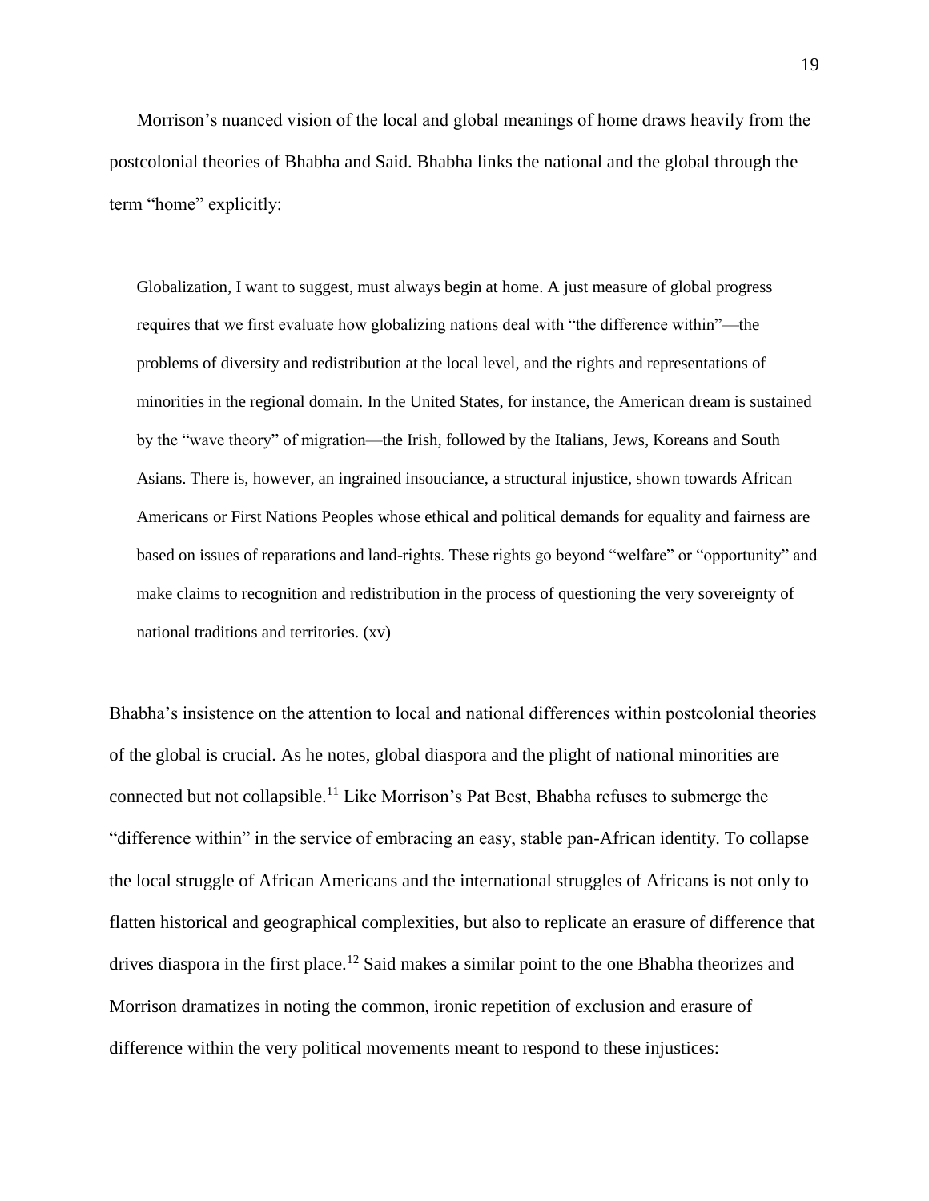Morrison's nuanced vision of the local and global meanings of home draws heavily from the postcolonial theories of Bhabha and Said. Bhabha links the national and the global through the term "home" explicitly:

> Globalization, I want to suggest, must always begin at home. A just measure of global progress requires that we first evaluate how globalizing nations deal with "the difference within"—the problems of diversity and redistribution at the local level, and the rights and representations of minorities in the regional domain. In the United States, for instance, the American dream is sustained by the "wave theory" of migration—the Irish, followed by the Italians, Jews, Koreans and South Asians. There is, however, an ingrained insouciance, a structural injustice, shown towards African Americans or First Nations Peoples whose ethical and political demands for equality and fairness are based on issues of reparations and land-rights. These rights go beyond "welfare" or "opportunity" and make claims to recognition and redistribution in the process of questioning the very sovereignty of national traditions and territories. (xv)

Bhabha's insistence on the attention to local and national differences within postcolonial theories of the global is crucial. As he notes, global diaspora and the plight of national minorities are connected but not collapsible.[11] Like Morrison's Pat Best, Bhabha refuses to submerge the "difference within" in the service of embracing an easy, stable pan-African identity. To collapse the local struggle of African Americans and the international struggles of Africans is not only to flatten historical and geographical complexities, but also to replicate an erasure of difference that drives diaspora in the first place.[12] Said makes a similar point to the one Bhabha theorizes and Morrison dramatizes in noting the common, ironic repetition of exclusion and erasure of difference within the very political movements meant to respond to these injustices: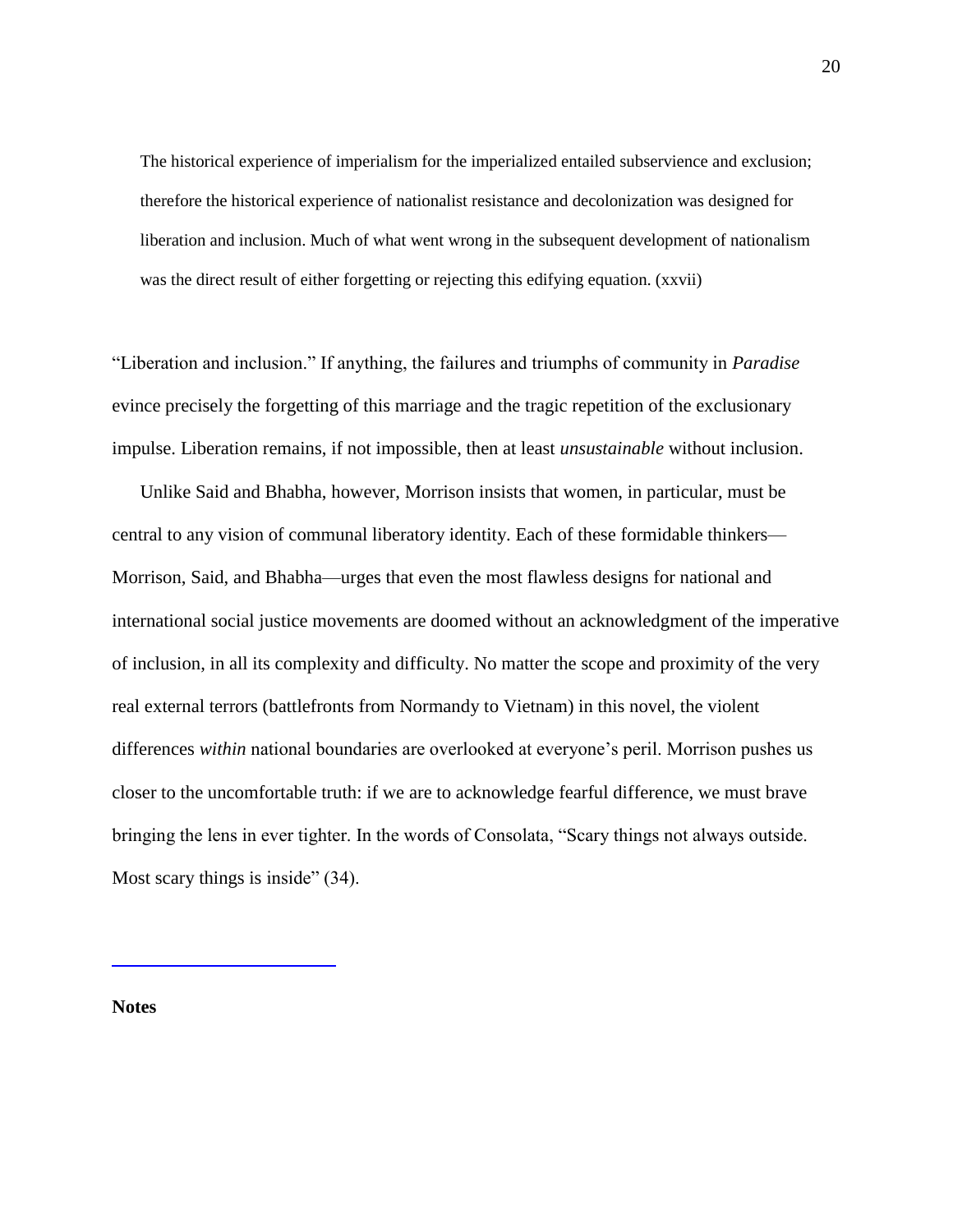> The historical experience of imperialism for the imperialized entailed subservience and exclusion; therefore the historical experience of nationalist resistance and decolonization was designed for liberation and inclusion. Much of what went wrong in the subsequent development of nationalism was the direct result of either forgetting or rejecting this edifying equation. (xxvii)

"Liberation and inclusion." If anything, the failures and triumphs of community in *Paradise* evince precisely the forgetting of this marriage and the tragic repetition of the exclusionary impulse. Liberation remains, if not impossible, then at least *unsustainable* without inclusion.

Unlike Said and Bhabha, however, Morrison insists that women, in particular, must be central to any vision of communal liberatory identity. Each of these formidable thinkers—Morrison, Said, and Bhabha—urges that even the most flawless designs for national and international social justice movements are doomed without an acknowledgment of the imperative of inclusion, in all its complexity and difficulty. No matter the scope and proximity of the very real external terrors (battlefronts from Normandy to Vietnam) in this novel, the violent differences *within* national boundaries are overlooked at everyone's peril. Morrison pushes us closer to the uncomfortable truth: if we are to acknowledge fearful difference, we must brave bringing the lens in ever tighter. In the words of Consolata, "Scary things not always outside. Most scary things is inside" (34).

---

**Notes**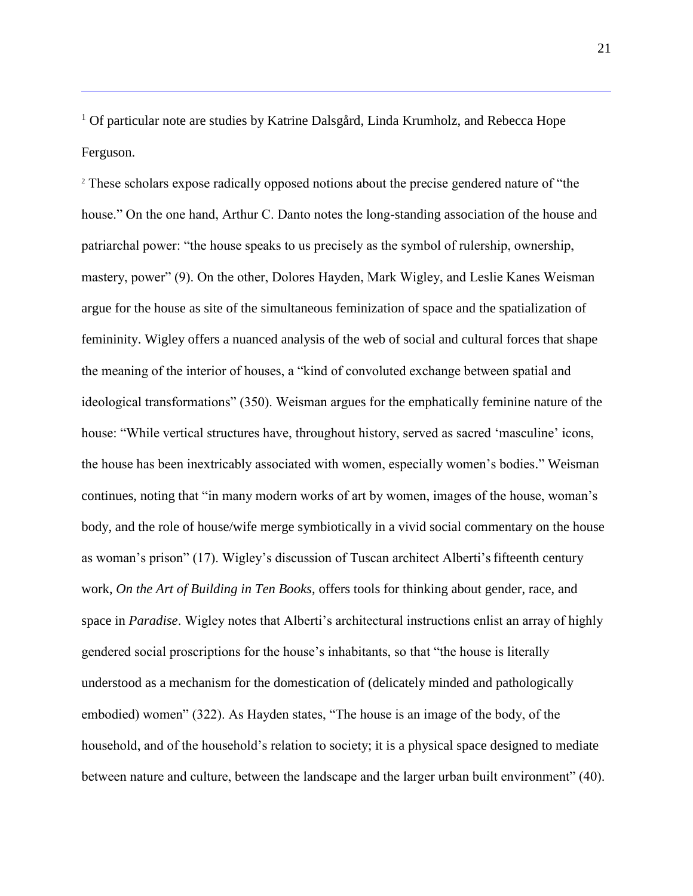[1] Of particular note are studies by Katrine Dalsgård, Linda Krumholz, and Rebecca Hope Ferguson.

[2] These scholars expose radically opposed notions about the precise gendered nature of "the house." On the one hand, Arthur C. Danto notes the long-standing association of the house and patriarchal power: "the house speaks to us precisely as the symbol of rulership, ownership, mastery, power" (9). On the other, Dolores Hayden, Mark Wigley, and Leslie Kanes Weisman argue for the house as site of the simultaneous feminization of space and the spatialization of femininity. Wigley offers a nuanced analysis of the web of social and cultural forces that shape the meaning of the interior of houses, a "kind of convoluted exchange between spatial and ideological transformations" (350). Weisman argues for the emphatically feminine nature of the house: "While vertical structures have, throughout history, served as sacred 'masculine' icons, the house has been inextricably associated with women, especially women's bodies." Weisman continues, noting that "in many modern works of art by women, images of the house, woman's body, and the role of house/wife merge symbiotically in a vivid social commentary on the house as woman's prison" (17). Wigley's discussion of Tuscan architect Alberti's fifteenth century work, *On the Art of Building in Ten Books*, offers tools for thinking about gender, race, and space in *Paradise*. Wigley notes that Alberti's architectural instructions enlist an array of highly gendered social proscriptions for the house's inhabitants, so that "the house is literally understood as a mechanism for the domestication of (delicately minded and pathologically embodied) women" (322). As Hayden states, "The house is an image of the body, of the household, and of the household's relation to society; it is a physical space designed to mediate between nature and culture, between the landscape and the larger urban built environment" (40).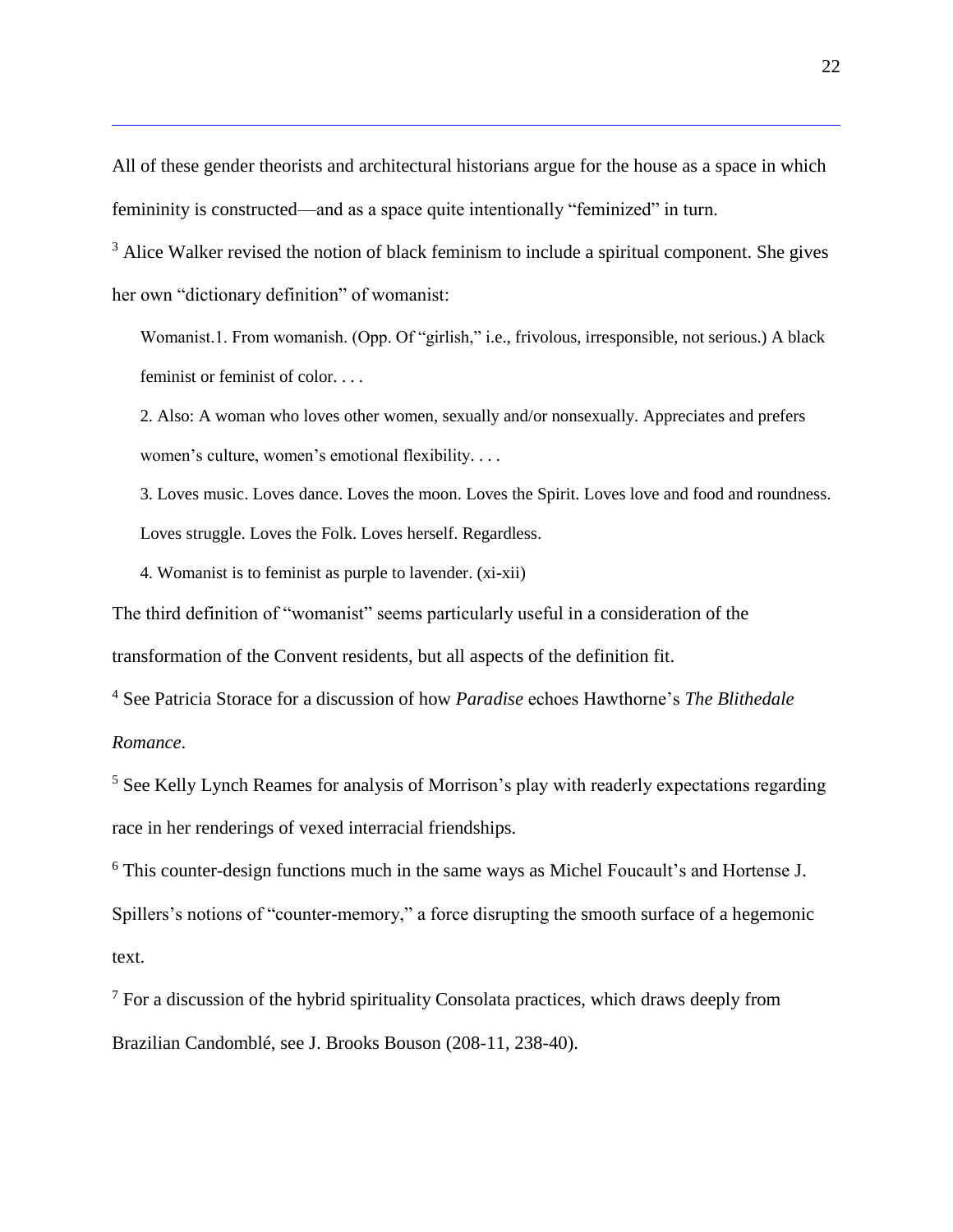All of these gender theorists and architectural historians argue for the house as a space in which femininity is constructed—and as a space quite intentionally "feminized" in turn.

[3] Alice Walker revised the notion of black feminism to include a spiritual component. She gives her own "dictionary definition" of womanist:

> Womanist.1. From womanish. (Opp. Of "girlish," i.e., frivolous, irresponsible, not serious.) A black feminist or feminist of color. . . .
>
> 2. Also: A woman who loves other women, sexually and/or nonsexually. Appreciates and prefers women's culture, women's emotional flexibility. . . .
>
> 3. Loves music. Loves dance. Loves the moon. Loves the Spirit. Loves love and food and roundness. Loves struggle. Loves the Folk. Loves herself. Regardless.
>
> 4. Womanist is to feminist as purple to lavender. (xi-xii)

The third definition of "womanist" seems particularly useful in a consideration of the transformation of the Convent residents, but all aspects of the definition fit.

[4] See Patricia Storace for a discussion of how *Paradise* echoes Hawthorne's *The Blithedale Romance*.

[5] See Kelly Lynch Reames for analysis of Morrison's play with readerly expectations regarding race in her renderings of vexed interracial friendships.

[6] This counter-design functions much in the same ways as Michel Foucault's and Hortense J. Spillers's notions of "counter-memory," a force disrupting the smooth surface of a hegemonic text.

[7] For a discussion of the hybrid spirituality Consolata practices, which draws deeply from Brazilian Candomblé, see J. Brooks Bouson (208-11, 238-40).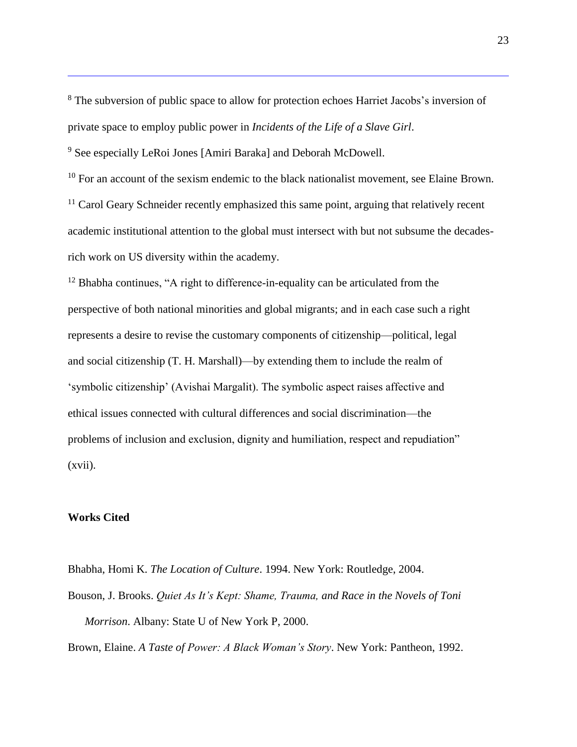[8] The subversion of public space to allow for protection echoes Harriet Jacobs's inversion of private space to employ public power in *Incidents of the Life of a Slave Girl*.

[9] See especially LeRoi Jones [Amiri Baraka] and Deborah McDowell.

[10] For an account of the sexism endemic to the black nationalist movement, see Elaine Brown.

[11] Carol Geary Schneider recently emphasized this same point, arguing that relatively recent academic institutional attention to the global must intersect with but not subsume the decades-rich work on US diversity within the academy.

[12] Bhabha continues, "A right to difference-in-equality can be articulated from the perspective of both national minorities and global migrants; and in each case such a right represents a desire to revise the customary components of citizenship—political, legal and social citizenship (T. H. Marshall)—by extending them to include the realm of 'symbolic citizenship' (Avishai Margalit). The symbolic aspect raises affective and ethical issues connected with cultural differences and social discrimination—the problems of inclusion and exclusion, dignity and humiliation, respect and repudiation" (xvii).

## Works Cited

Bhabha, Homi K. *The Location of Culture*. 1994. New York: Routledge, 2004.

Bouson, J. Brooks. *Quiet As It's Kept: Shame, Trauma, and Race in the Novels of Toni Morrison*. Albany: State U of New York P, 2000.

Brown, Elaine. *A Taste of Power: A Black Woman's Story*. New York: Pantheon, 1992.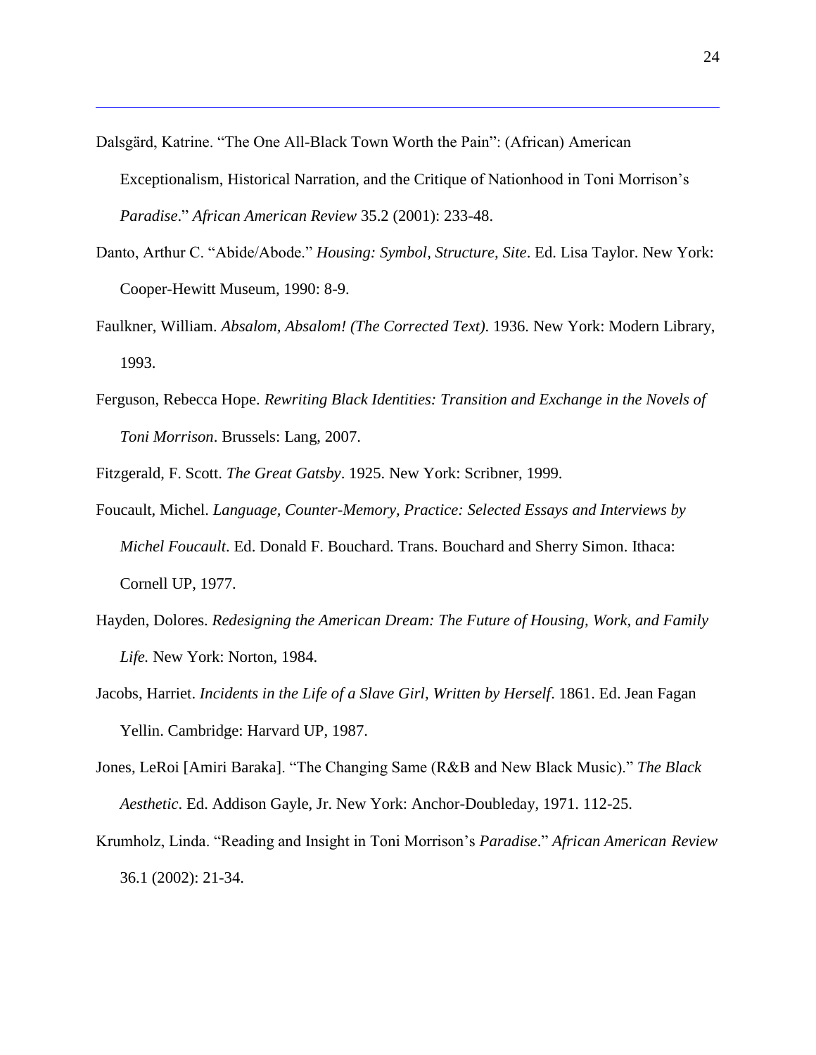Dalsgärd, Katrine. "The One All-Black Town Worth the Pain": (African) American Exceptionalism, Historical Narration, and the Critique of Nationhood in Toni Morrison's *Paradise*." *African American Review* 35.2 (2001): 233-48.

Danto, Arthur C. "Abide/Abode." *Housing: Symbol, Structure, Site*. Ed. Lisa Taylor. New York: Cooper-Hewitt Museum, 1990: 8-9.

Faulkner, William. *Absalom, Absalom! (The Corrected Text)*. 1936. New York: Modern Library, 1993.

Ferguson, Rebecca Hope. *Rewriting Black Identities: Transition and Exchange in the Novels of Toni Morrison*. Brussels: Lang, 2007.

Fitzgerald, F. Scott. *The Great Gatsby*. 1925. New York: Scribner, 1999.

Foucault, Michel. *Language, Counter-Memory, Practice: Selected Essays and Interviews by Michel Foucault*. Ed. Donald F. Bouchard. Trans. Bouchard and Sherry Simon. Ithaca: Cornell UP, 1977.

Hayden, Dolores. *Redesigning the American Dream: The Future of Housing, Work, and Family Life.* New York: Norton, 1984.

Jacobs, Harriet. *Incidents in the Life of a Slave Girl, Written by Herself*. 1861. Ed. Jean Fagan Yellin. Cambridge: Harvard UP, 1987.

Jones, LeRoi [Amiri Baraka]. "The Changing Same (R&B and New Black Music)." *The Black Aesthetic*. Ed. Addison Gayle, Jr. New York: Anchor-Doubleday, 1971. 112-25.

Krumholz, Linda. "Reading and Insight in Toni Morrison's *Paradise*." *African American Review* 36.1 (2002): 21-34.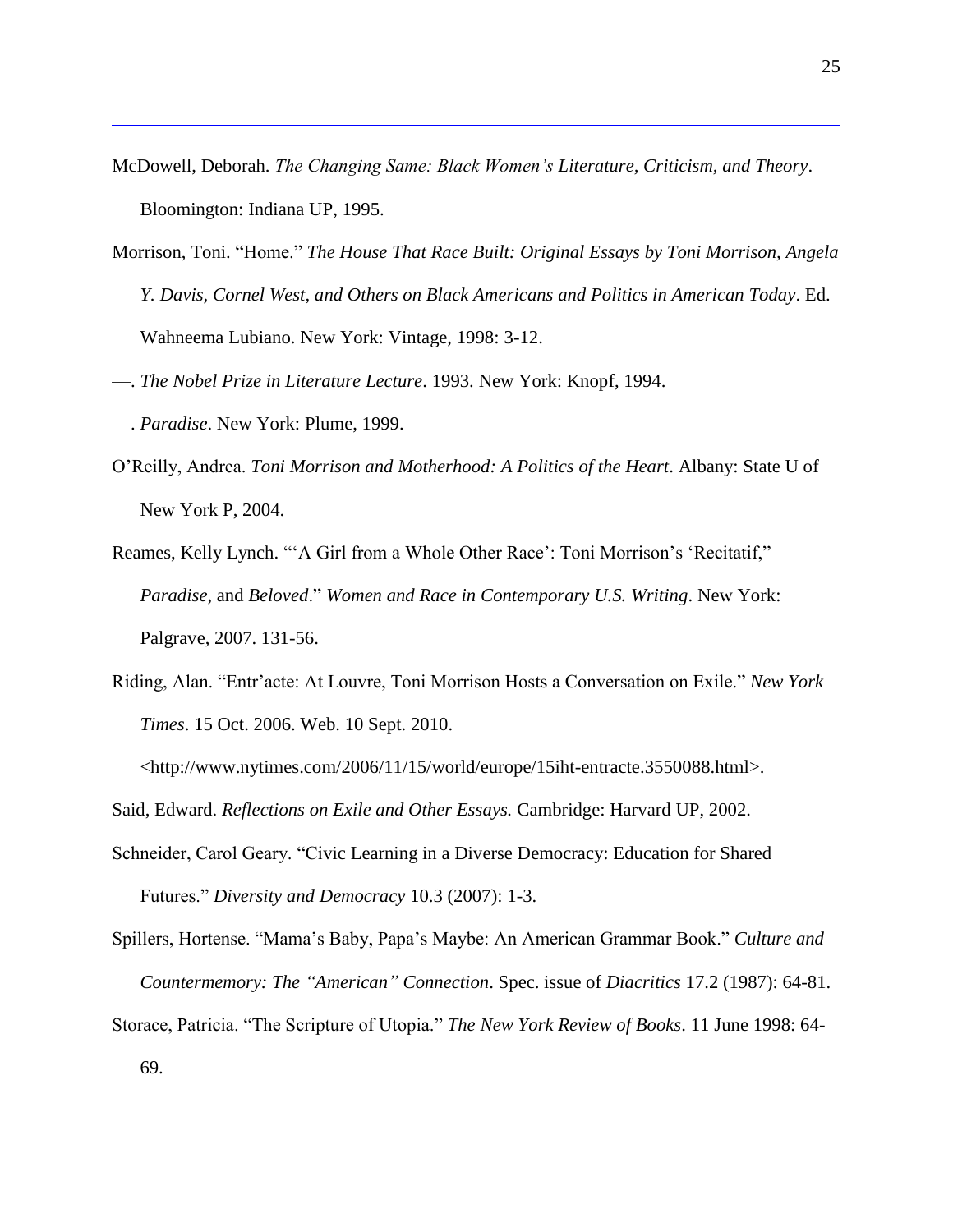McDowell, Deborah. *The Changing Same: Black Women's Literature, Criticism, and Theory*. Bloomington: Indiana UP, 1995.

Morrison, Toni. "Home." *The House That Race Built: Original Essays by Toni Morrison, Angela Y. Davis, Cornel West, and Others on Black Americans and Politics in American Today*. Ed. Wahneema Lubiano. New York: Vintage, 1998: 3-12.

—. *The Nobel Prize in Literature Lecture*. 1993. New York: Knopf, 1994.

—. *Paradise*. New York: Plume, 1999.

O'Reilly, Andrea. *Toni Morrison and Motherhood: A Politics of the Heart*. Albany: State U of New York P, 2004.

Reames, Kelly Lynch. "'A Girl from a Whole Other Race': Toni Morrison's 'Recitatif,' *Paradise*, and *Beloved*." *Women and Race in Contemporary U.S. Writing*. New York: Palgrave, 2007. 131-56.

Riding, Alan. "Entr'acte: At Louvre, Toni Morrison Hosts a Conversation on Exile." *New York Times*. 15 Oct. 2006. Web. 10 Sept. 2010. <http://www.nytimes.com/2006/11/15/world/europe/15iht-entracte.3550088.html>.

Said, Edward. *Reflections on Exile and Other Essays.* Cambridge: Harvard UP, 2002.

Schneider, Carol Geary. "Civic Learning in a Diverse Democracy: Education for Shared Futures." *Diversity and Democracy* 10.3 (2007): 1-3.

Spillers, Hortense. "Mama's Baby, Papa's Maybe: An American Grammar Book." *Culture and Countermemory: The "American" Connection*. Spec. issue of *Diacritics* 17.2 (1987): 64-81.

Storace, Patricia. "The Scripture of Utopia." *The New York Review of Books*. 11 June 1998: 64-69.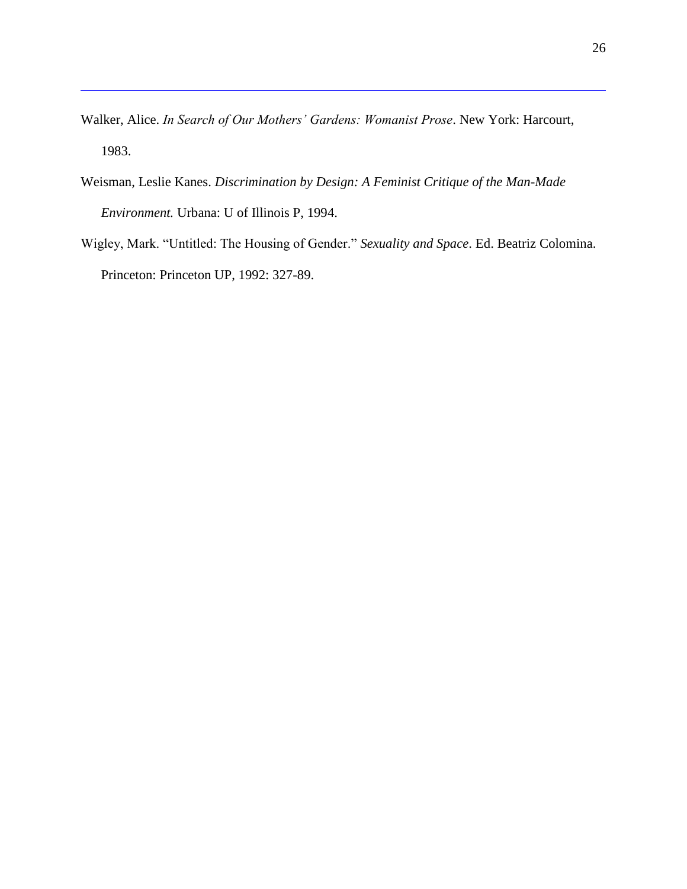Walker, Alice. *In Search of Our Mothers' Gardens: Womanist Prose*. New York: Harcourt, 1983.

Weisman, Leslie Kanes. *Discrimination by Design: A Feminist Critique of the Man-Made Environment.* Urbana: U of Illinois P, 1994.

Wigley, Mark. "Untitled: The Housing of Gender." *Sexuality and Space*. Ed. Beatriz Colomina. Princeton: Princeton UP, 1992: 327-89.